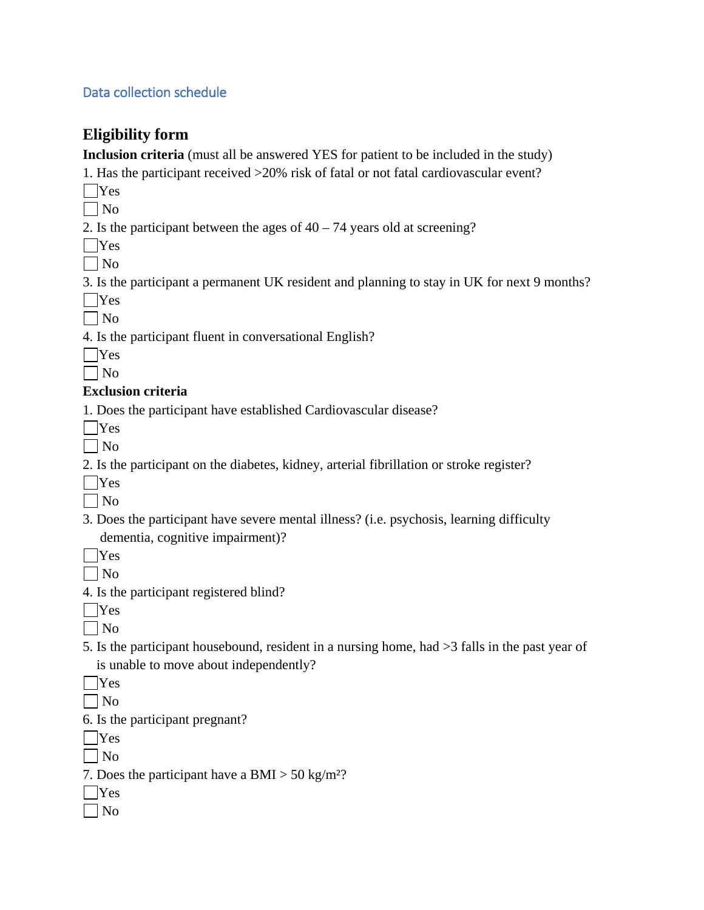Data collection schedule

## Eligibility form

**Inclusion criteria** (must all be answered YES for patient to be included in the study)

1. Has the participant received >20% risk of fatal or not fatal cardiovascular event?

☐ Yes
☐ No

2. Is the participant between the ages of 40 – 74 years old at screening?

☐ Yes
☐ No

3. Is the participant a permanent UK resident and planning to stay in UK for next 9 months?

☐ Yes
☐ No

4. Is the participant fluent in conversational English?

☐ Yes
☐ No

**Exclusion criteria**

1. Does the participant have established Cardiovascular disease?

☐ Yes
☐ No

2. Is the participant on the diabetes, kidney, arterial fibrillation or stroke register?

☐ Yes
☐ No

3. Does the participant have severe mental illness? (i.e. psychosis, learning difficulty dementia, cognitive impairment)?

☐ Yes
☐ No

4. Is the participant registered blind?

☐ Yes
☐ No

5. Is the participant housebound, resident in a nursing home, had >3 falls in the past year of is unable to move about independently?

☐ Yes
☐ No

6. Is the participant pregnant?

☐ Yes
☐ No

7. Does the participant have a BMI > 50 kg/m²?

☐ Yes
☐ No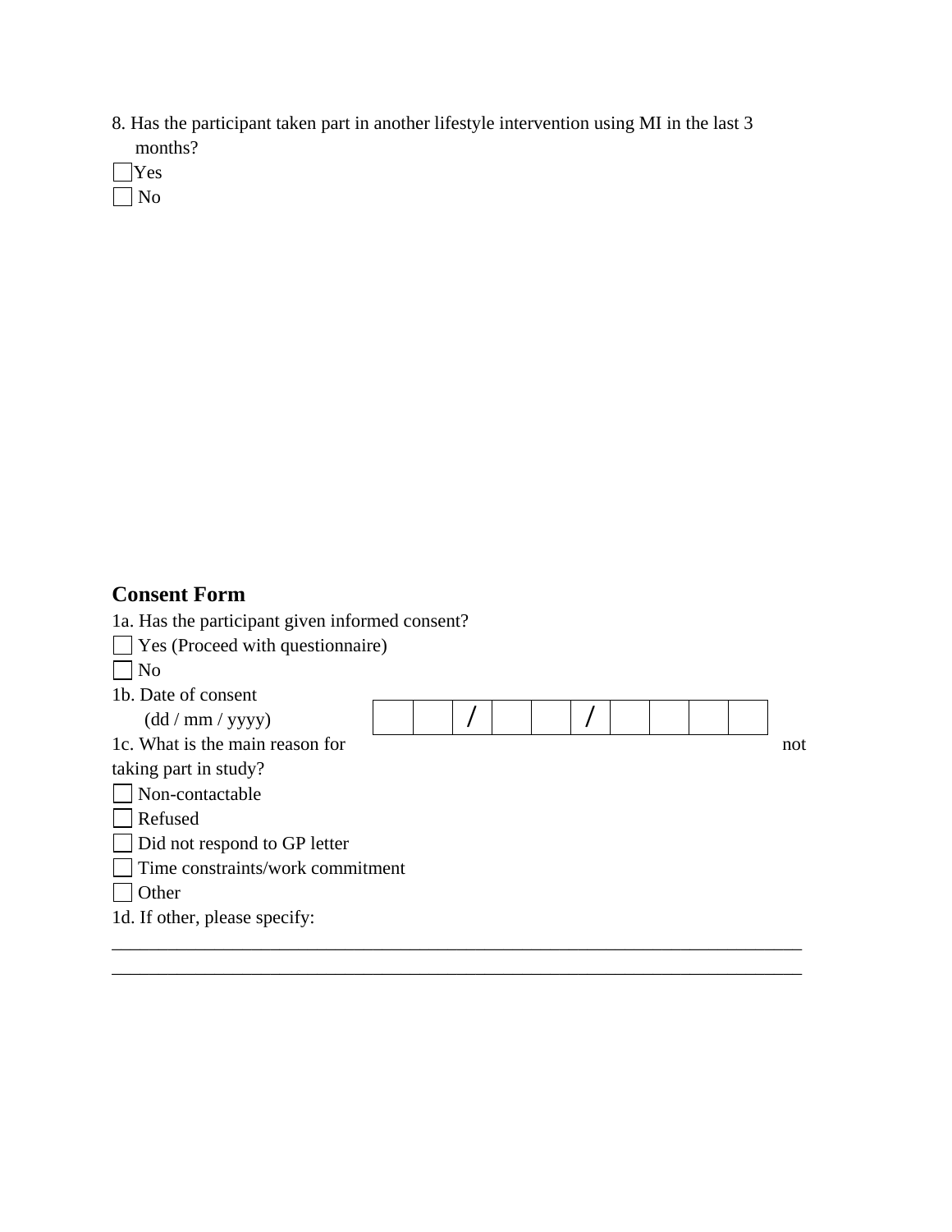8. Has the participant taken part in another lifestyle intervention using MI in the last 3 months?

☐ Yes

☐ No

## Consent Form

1a. Has the participant given informed consent?

☐ Yes (Proceed with questionnaire)

☐ No

1b. Date of consent (dd / mm / yyyy) |  |  | / |  |  | / |  |  |  |  |

1c. What is the main reason for not taking part in study?

☐ Non-contactable

☐ Refused

☐ Did not respond to GP letter

☐ Time constraints/work commitment

☐ Other

1d. If other, please specify:

___________________________________________________________________________

___________________________________________________________________________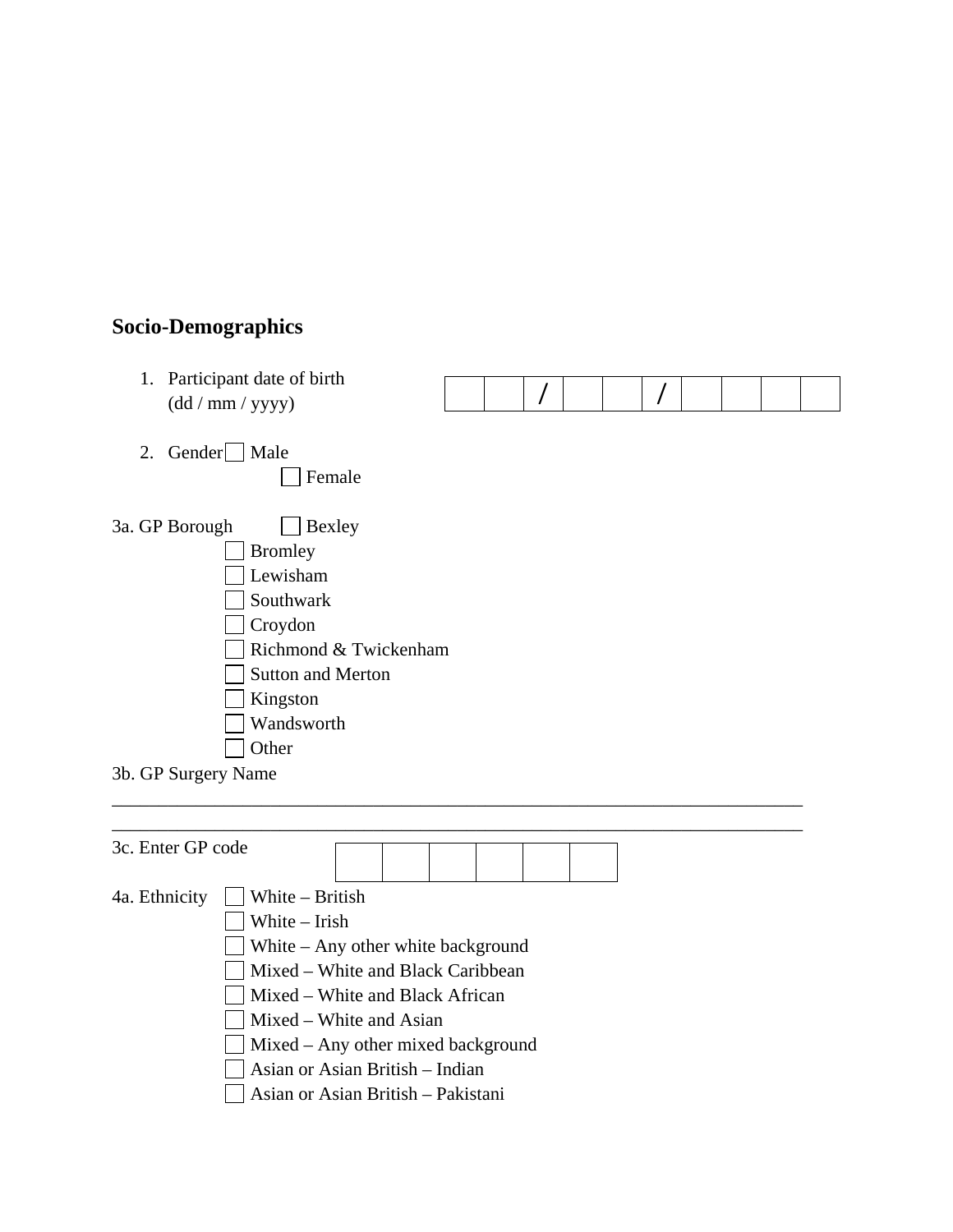## Socio-Demographics

1. Participant date of birth (dd / mm / yyyy) ☐☐ / ☐☐ / ☐☐☐☐

2. Gender ☐ Male
   ☐ Female

3a. GP Borough
- ☐ Bexley
- ☐ Bromley
- ☐ Lewisham
- ☐ Southwark
- ☐ Croydon
- ☐ Richmond & Twickenham
- ☐ Sutton and Merton
- ☐ Kingston
- ☐ Wandsworth
- ☐ Other

3b. GP Surgery Name

_______________________________________________________________________________

_______________________________________________________________________________

3c. Enter GP code ☐☐☐☐☐☐

4a. Ethnicity
- ☐ White – British
- ☐ White – Irish
- ☐ White – Any other white background
- ☐ Mixed – White and Black Caribbean
- ☐ Mixed – White and Black African
- ☐ Mixed – White and Asian
- ☐ Mixed – Any other mixed background
- ☐ Asian or Asian British – Indian
- ☐ Asian or Asian British – Pakistani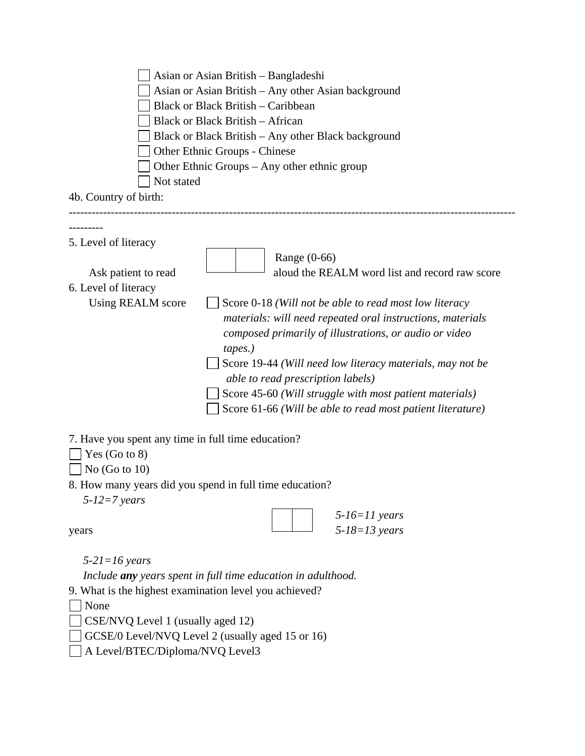- [ ] Asian or Asian British – Bangladeshi
- [ ] Asian or Asian British – Any other Asian background
- [ ] Black or Black British – Caribbean
- [ ] Black or Black British – African
- [ ] Black or Black British – Any other Black background
- [ ] Other Ethnic Groups - Chinese
- [ ] Other Ethnic Groups – Any other ethnic group
- [ ] Not stated

4b. Country of birth:

---

5. Level of literacy

Range (0-66)

Ask patient to read [ ][ ] aloud the REALM word list and record raw score

6. Level of literacy

Using REALM score

- [ ] Score 0-18 *(Will not be able to read most low literacy materials: will need repeated oral instructions, materials composed primarily of illustrations, or audio or video tapes.)*
- [ ] Score 19-44 *(Will need low literacy materials, may not be able to read prescription labels)*
- [ ] Score 45-60 *(Will struggle with most patient materials)*
- [ ] Score 61-66 *(Will be able to read most patient literature)*

7. Have you spent any time in full time education?

- [ ] Yes (Go to 8)
- [ ] No (Go to 10)

8. How many years did you spend in full time education?

*5-12=7 years*

years [ ][ ]

*5-16=11 years*
*5-18=13 years*

*5-21=16 years*

*Include **any** years spent in full time education in adulthood.*

9. What is the highest examination level you achieved?

- [ ] None
- [ ] CSE/NVQ Level 1 (usually aged 12)
- [ ] GCSE/0 Level/NVQ Level 2 (usually aged 15 or 16)
- [ ] A Level/BTEC/Diploma/NVQ Level3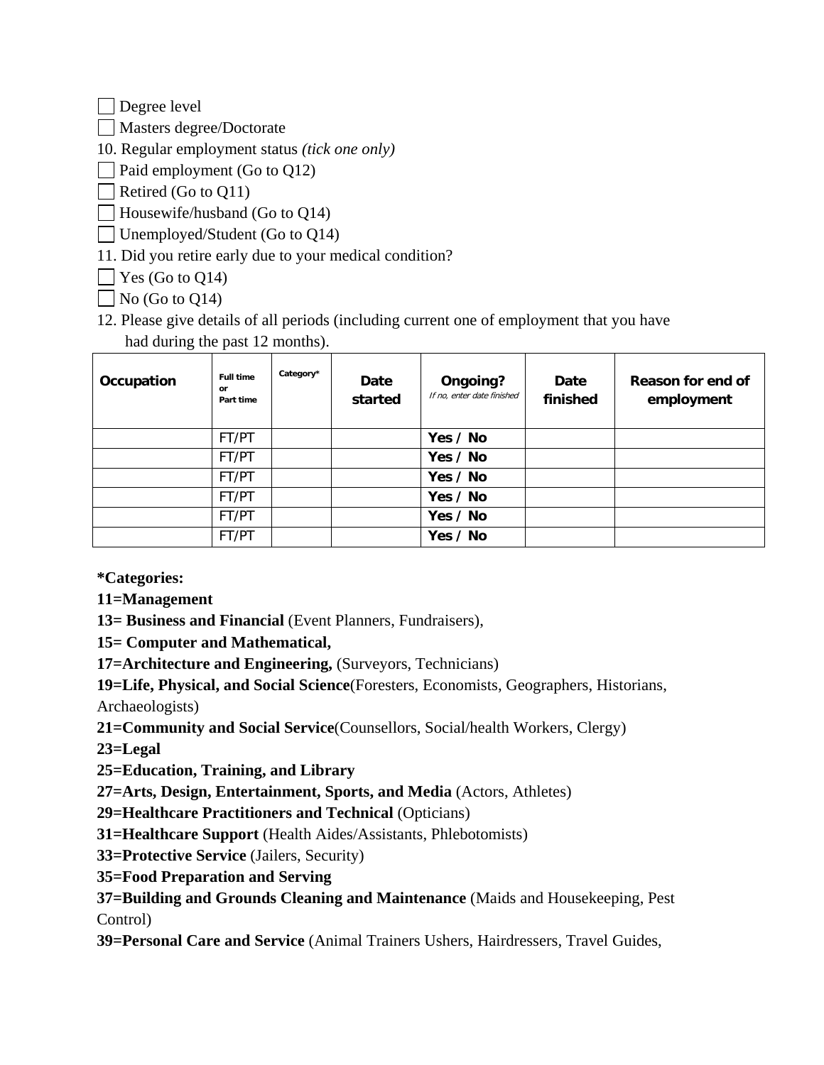- [ ] Degree level
- [ ] Masters degree/Doctorate

10. Regular employment status *(tick one only)*

- [ ] Paid employment (Go to Q12)
- [ ] Retired (Go to Q11)
- [ ] Housewife/husband (Go to Q14)
- [ ] Unemployed/Student (Go to Q14)

11. Did you retire early due to your medical condition?

- [ ] Yes (Go to Q14)
- [ ] No (Go to Q14)

12. Please give details of all periods (including current one of employment that you have had during the past 12 months).

| Occupation | Full time or Part time | Category* | Date started | Ongoing? *If no, enter date finished* | Date finished | Reason for end of employment |
|---|---|---|---|---|---|---|
| | FT/PT | | | **Yes / No** | | |
| | FT/PT | | | **Yes / No** | | |
| | FT/PT | | | **Yes / No** | | |
| | FT/PT | | | **Yes / No** | | |
| | FT/PT | | | **Yes / No** | | |
| | FT/PT | | | **Yes / No** | | |

**\*Categories:**

**11=Management**

**13= Business and Financial** (Event Planners, Fundraisers),

**15= Computer and Mathematical,**

**17=Architecture and Engineering,** (Surveyors, Technicians)

**19=Life, Physical, and Social Science**(Foresters, Economists, Geographers, Historians, Archaeologists)

**21=Community and Social Service**(Counsellors, Social/health Workers, Clergy)

**23=Legal**

**25=Education, Training, and Library**

**27=Arts, Design, Entertainment, Sports, and Media** (Actors, Athletes)

**29=Healthcare Practitioners and Technical** (Opticians)

**31=Healthcare Support** (Health Aides/Assistants, Phlebotomists)

**33=Protective Service** (Jailers, Security)

**35=Food Preparation and Serving**

**37=Building and Grounds Cleaning and Maintenance** (Maids and Housekeeping, Pest Control)

**39=Personal Care and Service** (Animal Trainers Ushers, Hairdressers, Travel Guides,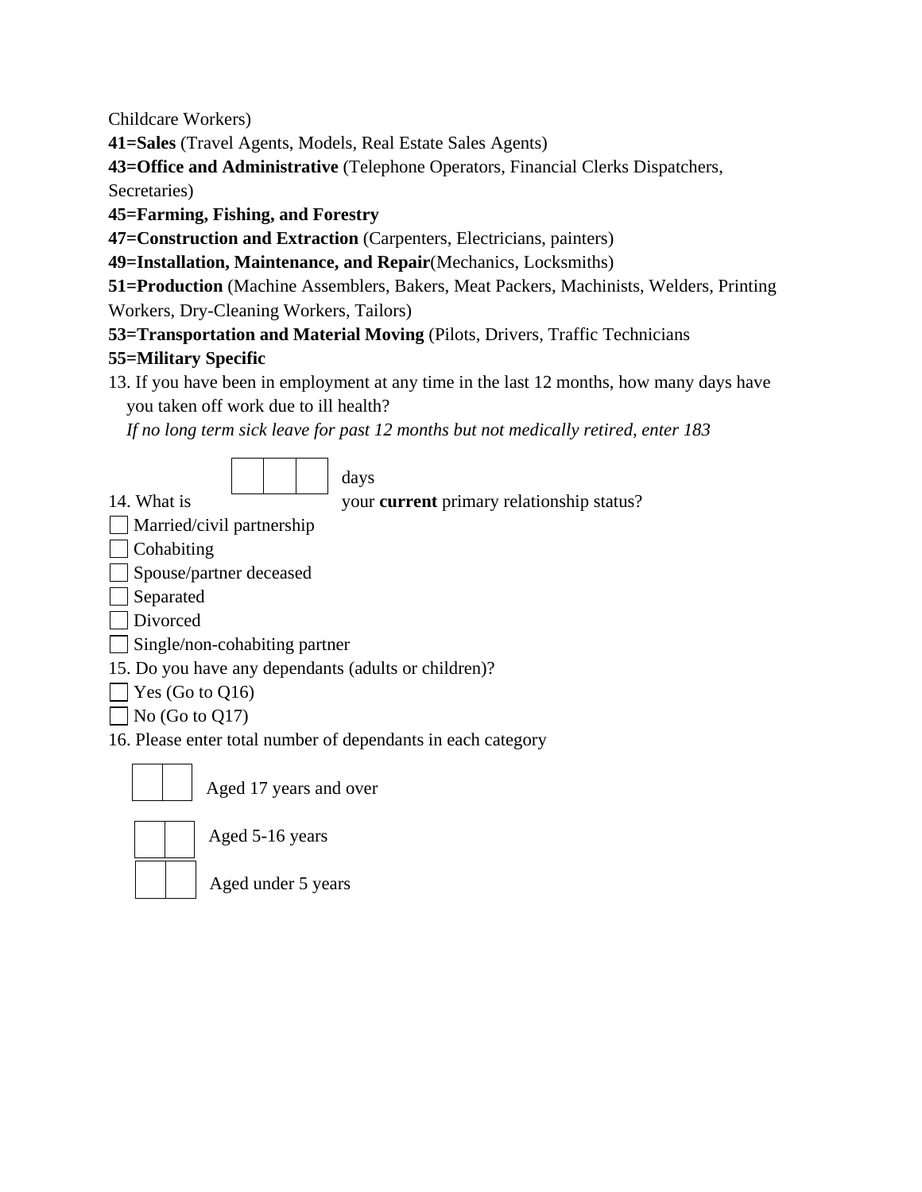Childcare Workers)

**41=Sales** (Travel Agents, Models, Real Estate Sales Agents)

**43=Office and Administrative** (Telephone Operators, Financial Clerks Dispatchers, Secretaries)

**45=Farming, Fishing, and Forestry**

**47=Construction and Extraction** (Carpenters, Electricians, painters)

**49=Installation, Maintenance, and Repair**(Mechanics, Locksmiths)

**51=Production** (Machine Assemblers, Bakers, Meat Packers, Machinists, Welders, Printing Workers, Dry-Cleaning Workers, Tailors)

**53=Transportation and Material Moving** (Pilots, Drivers, Traffic Technicians

**55=Military Specific**

13. If you have been in employment at any time in the last 12 months, how many days have you taken off work due to ill health?
    *If no long term sick leave for past 12 months but not medically retired, enter 183*

    ☐☐☐ days

14. What is your **current** primary relationship status?

☐ Married/civil partnership
☐ Cohabiting
☐ Spouse/partner deceased
☐ Separated
☐ Divorced
☐ Single/non-cohabiting partner

15. Do you have any dependants (adults or children)?

☐ Yes (Go to Q16)
☐ No (Go to Q17)

16. Please enter total number of dependants in each category

☐☐ Aged 17 years and over

☐☐ Aged 5-16 years

☐☐ Aged under 5 years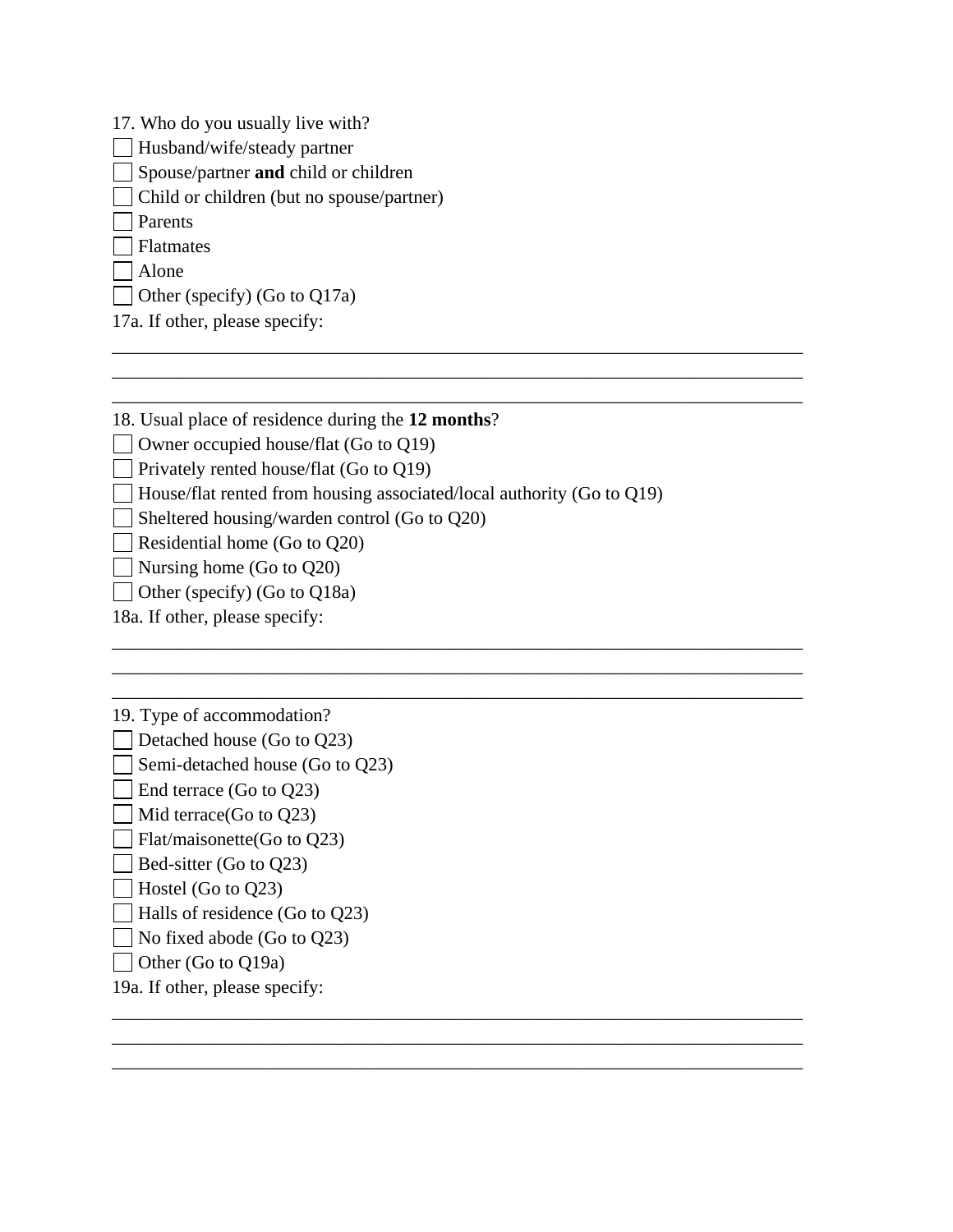17. Who do you usually live with?

- [ ] Husband/wife/steady partner
- [ ] Spouse/partner **and** child or children
- [ ] Child or children (but no spouse/partner)
- [ ] Parents
- [ ] Flatmates
- [ ] Alone
- [ ] Other (specify) (Go to Q17a)

17a. If other, please specify:

______________________________________________________________________________
______________________________________________________________________________
______________________________________________________________________________

18. Usual place of residence during the **12 months**?

- [ ] Owner occupied house/flat (Go to Q19)
- [ ] Privately rented house/flat (Go to Q19)
- [ ] House/flat rented from housing associated/local authority (Go to Q19)
- [ ] Sheltered housing/warden control (Go to Q20)
- [ ] Residential home (Go to Q20)
- [ ] Nursing home (Go to Q20)
- [ ] Other (specify) (Go to Q18a)

18a. If other, please specify:

______________________________________________________________________________
______________________________________________________________________________
______________________________________________________________________________

19. Type of accommodation?

- [ ] Detached house (Go to Q23)
- [ ] Semi-detached house (Go to Q23)
- [ ] End terrace (Go to Q23)
- [ ] Mid terrace(Go to Q23)
- [ ] Flat/maisonette(Go to Q23)
- [ ] Bed-sitter (Go to Q23)
- [ ] Hostel (Go to Q23)
- [ ] Halls of residence (Go to Q23)
- [ ] No fixed abode (Go to Q23)
- [ ] Other (Go to Q19a)

19a. If other, please specify:

______________________________________________________________________________
______________________________________________________________________________
______________________________________________________________________________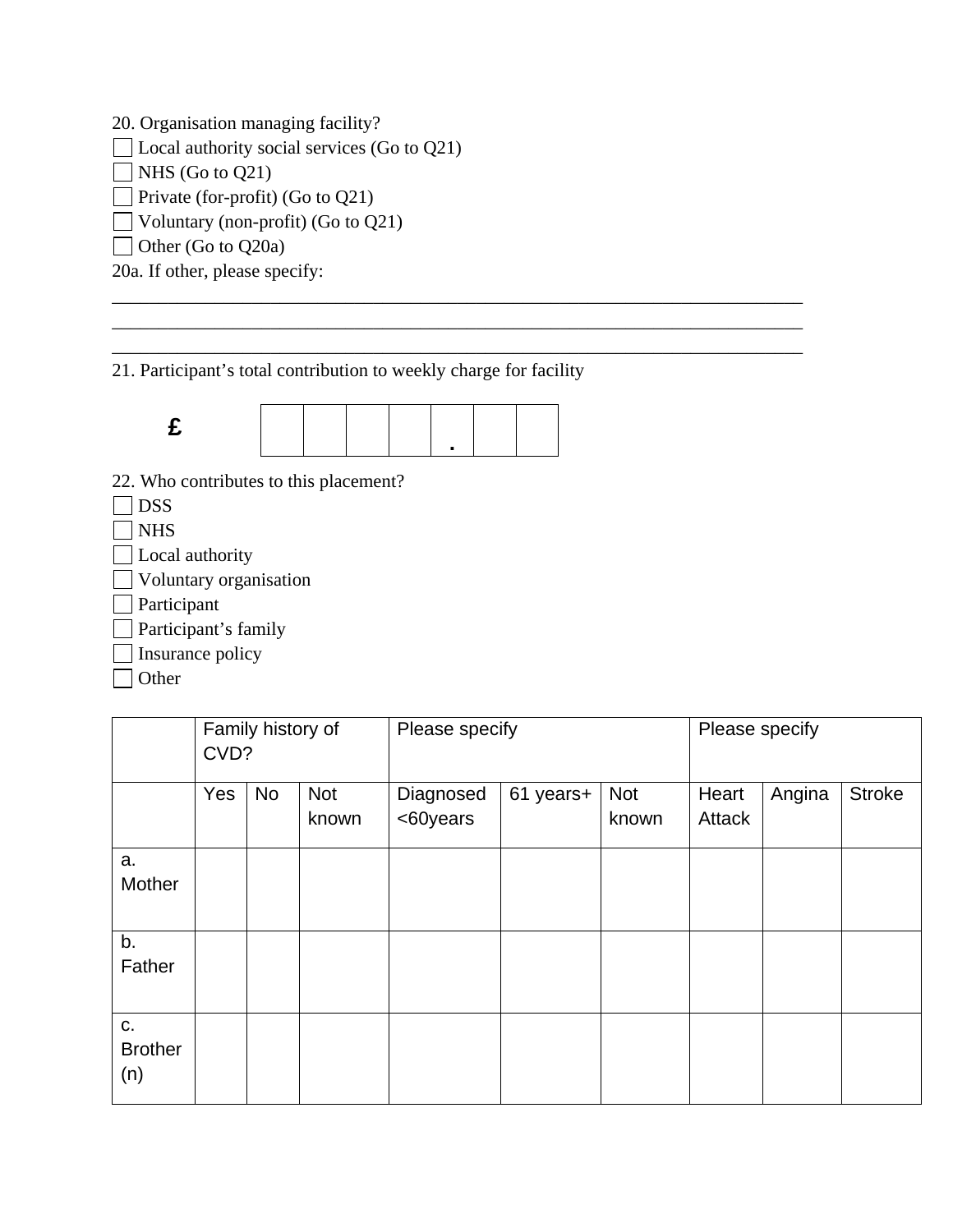20. Organisation managing facility?

☐ Local authority social services (Go to Q21)
☐ NHS (Go to Q21)
☐ Private (for-profit) (Go to Q21)
☐ Voluntary (non-profit) (Go to Q21)
☐ Other (Go to Q20a)

20a. If other, please specify:

___________________________________________________________________________
___________________________________________________________________________
___________________________________________________________________________

21. Participant's total contribution to weekly charge for facility

£ | | | | | . | | |

22. Who contributes to this placement?

☐ DSS
☐ NHS
☐ Local authority
☐ Voluntary organisation
☐ Participant
☐ Participant's family
☐ Insurance policy
☐ Other

| | Family history of CVD? | | | Please specify | | | Please specify | | |
|---|---|---|---|---|---|---|---|---|---|
| | Yes | No | Not known | Diagnosed <60years | 61 years+ | Not known | Heart Attack | Angina | Stroke |
| a. Mother | | | | | | | | | |
| b. Father | | | | | | | | | |
| c. Brother (n) | | | | | | | | | |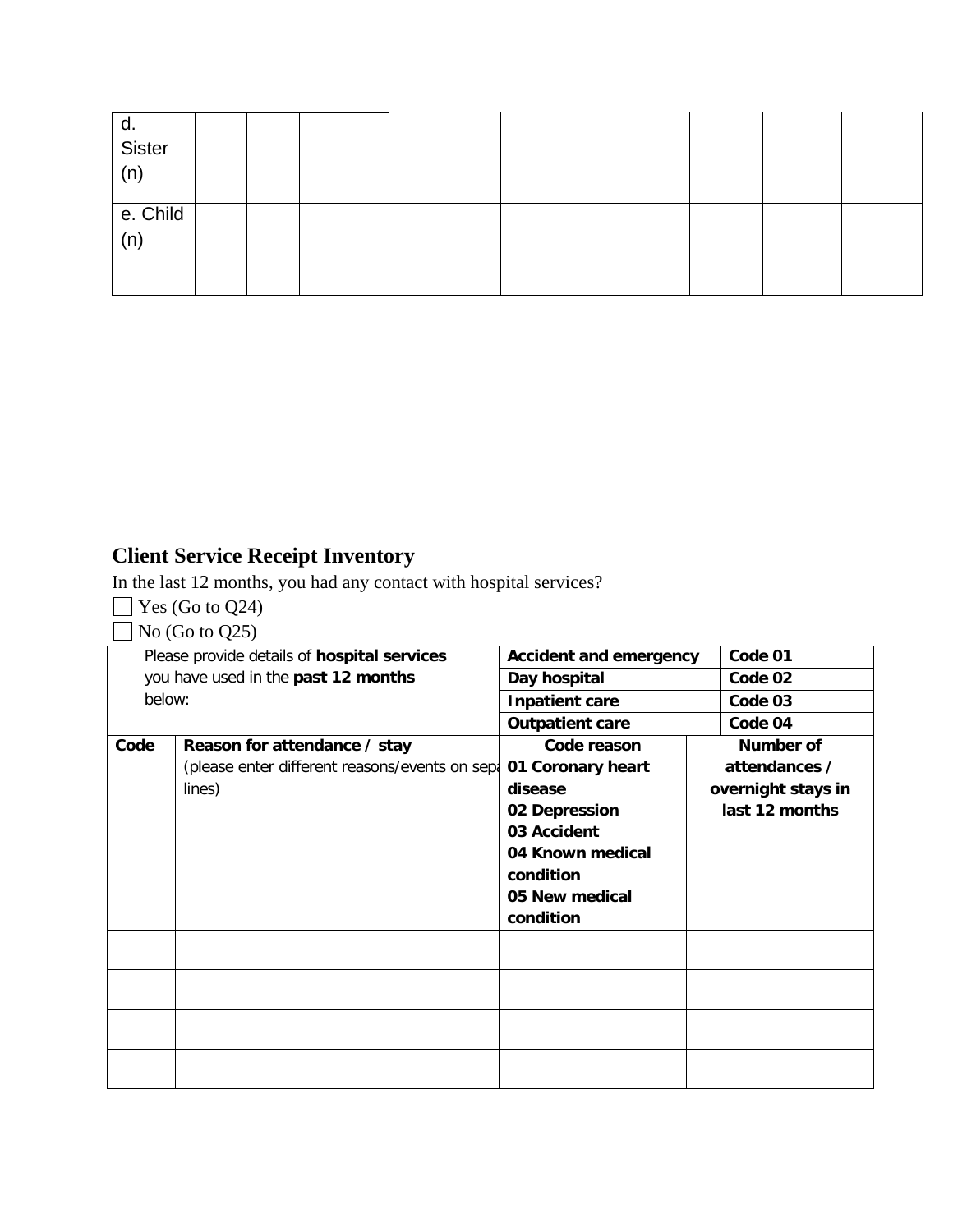| d. Sister (n) | | | | | | | | | |
|---|---|---|---|---|---|---|---|---|---|
| e. Child (n) | | | | | | | | | |

## Client Service Receipt Inventory

In the last 12 months, you had any contact with hospital services?

☐ Yes (Go to Q24)

☐ No (Go to Q25)

| Please provide details of **hospital services** you have used in the **past 12 months** below: | | **Accident and emergency** | **Code 01** |
|---|---|---|---|
| | | **Day hospital** | **Code 02** |
| | | **Inpatient care** | **Code 03** |
| | | **Outpatient care** | **Code 04** |
| **Code** | **Reason for attendance / stay** (please enter different reasons/events on sepa lines) | **Code reason** **01 Coronary heart disease** **02 Depression** **03 Accident** **04 Known medical condition** **05 New medical condition** | **Number of attendances / overnight stays in last 12 months** |
| | | | |
| | | | |
| | | | |
| | | | |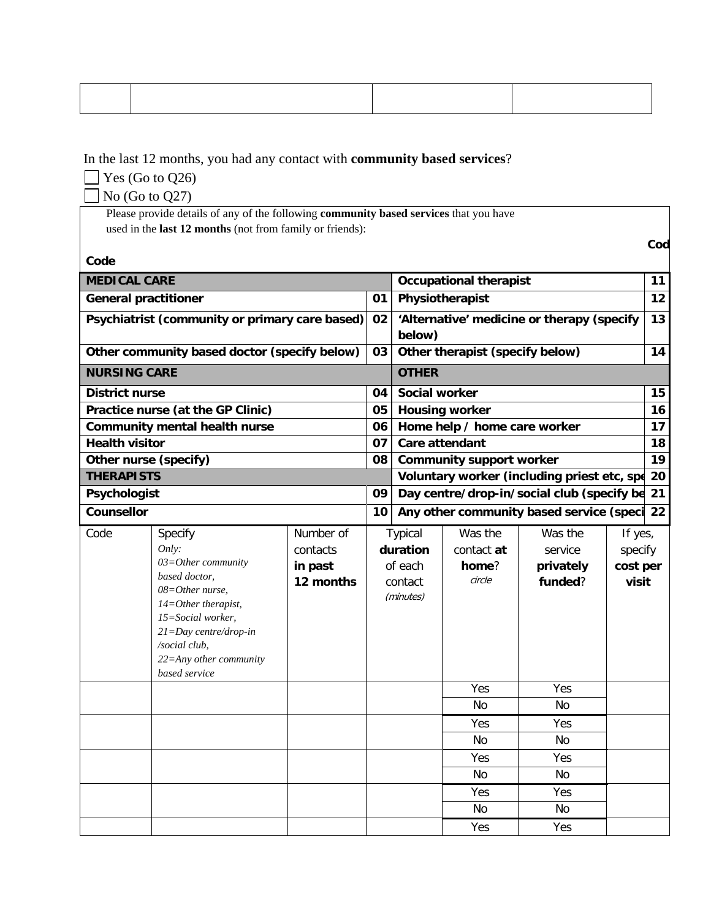| | | | |
|---|---|---|---|
| | | | |

In the last 12 months, you had any contact with **community based services**?

☐ Yes (Go to Q26)

☐ No (Go to Q27)

Please provide details of any of the following **community based services** that you have used in the **last 12 months** (not from family or friends):

| Code | | Code | |
|---|---|---|---|
| **MEDICAL CARE** | | **Occupational therapist** | **11** |
| **General practitioner** | **01** | **Physiotherapist** | **12** |
| **Psychiatrist (community or primary care based)** | **02** | **'Alternative' medicine or therapy (specify below)** | **13** |
| **Other community based doctor (specify below)** | **03** | **Other therapist (specify below)** | **14** |
| **NURSING CARE** | | **OTHER** | |
| **District nurse** | **04** | **Social worker** | **15** |
| **Practice nurse (at the GP Clinic)** | **05** | **Housing worker** | **16** |
| **Community mental health nurse** | **06** | **Home help / home care worker** | **17** |
| **Health visitor** | **07** | **Care attendant** | **18** |
| **Other nurse (specify)** | **08** | **Community support worker** | **19** |
| **THERAPISTS** | | **Voluntary worker (including priest etc, spe** | **20** |
| **Psychologist** | **09** | **Day centre/drop-in/social club (specify be** | **21** |
| **Counsellor** | **10** | **Any other community based service (speci** | **22** |

| Code | Specify *Only: 03=Other community based doctor, 08=Other nurse, 14=Other therapist, 15=Social worker, 21=Day centre/drop-in /social club, 22=Any other community based service* | Number of contacts **in past 12 months** | Typical **duration** of each contact *(minutes)* | Was the contact **at home**? *circle* | Was the service **privately funded**? | If yes, specify **cost per visit** |
|---|---|---|---|---|---|---|
| | | | | Yes / No | Yes / No | |
| | | | | Yes / No | Yes / No | |
| | | | | Yes / No | Yes / No | |
| | | | | Yes / No | Yes / No | |
| | | | | Yes | Yes | |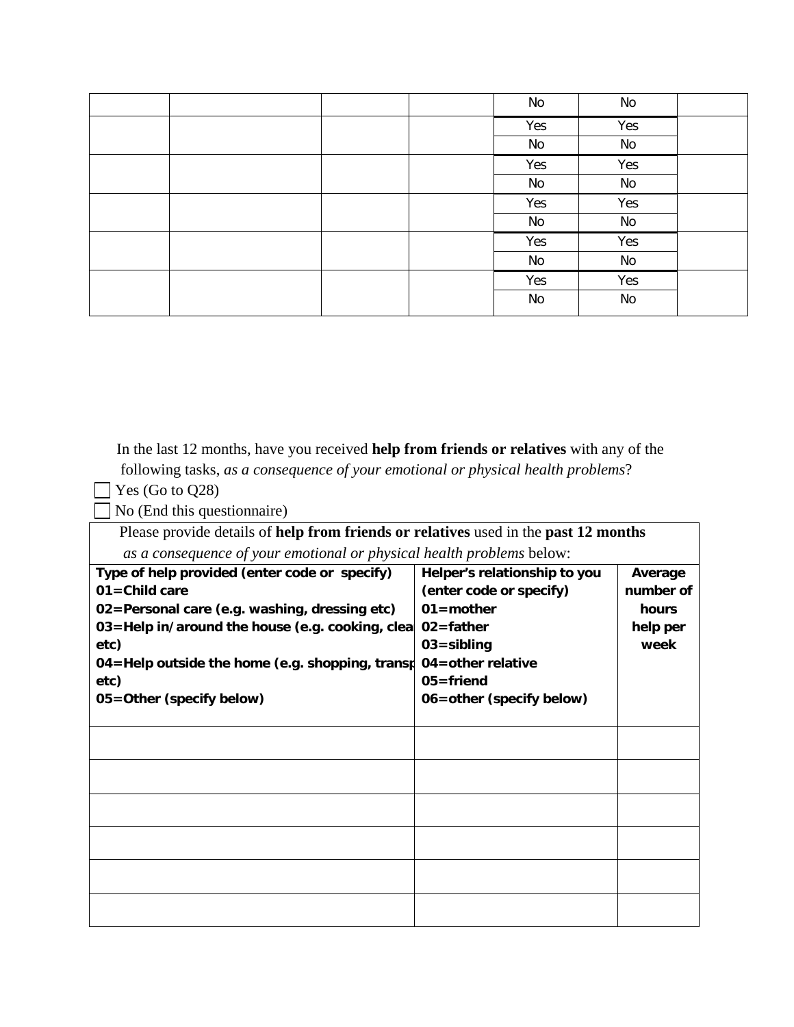| | | | | No | No | |
|---|---|---|---|---|---|---|
| | | | | Yes<br>No | Yes<br>No | |
| | | | | Yes<br>No | Yes<br>No | |
| | | | | Yes<br>No | Yes<br>No | |
| | | | | Yes<br>No | Yes<br>No | |
| | | | | Yes<br>No | Yes<br>No | |

In the last 12 months, have you received **help from friends or relatives** with any of the following tasks, *as a consequence of your emotional or physical health problems*?

☐ Yes (Go to Q28)

☐ No (End this questionnaire)

Please provide details of **help from friends or relatives** used in the **past 12 months** *as a consequence of your emotional or physical health problems* below:

| **Type of help provided (enter code or specify)**<br>**01=Child care**<br>**02=Personal care (e.g. washing, dressing etc)**<br>**03=Help in/around the house (e.g. cooking, clea etc)**<br>**04=Help outside the home (e.g. shopping, transp etc)**<br>**05=Other (specify below)** | **Helper's relationship to you (enter code or specify)**<br>**01=mother**<br>**02=father**<br>**03=sibling**<br>**04=other relative**<br>**05=friend**<br>**06=other (specify below)** | **Average number of hours help per week** |
|---|---|---|
| | | |
| | | |
| | | |
| | | |
| | | |
| | | |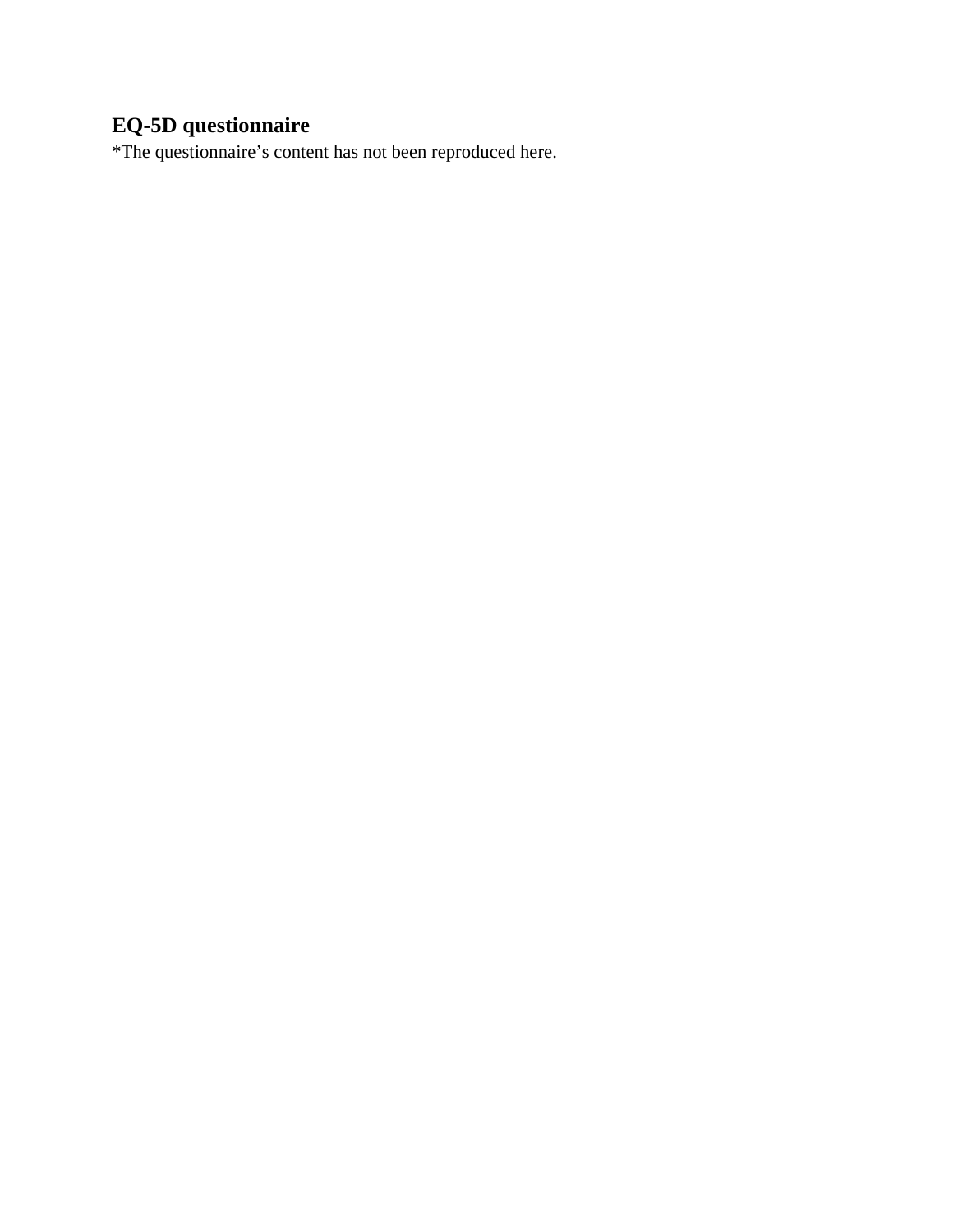## EQ-5D questionnaire

*The questionnaire’s content has not been reproduced here.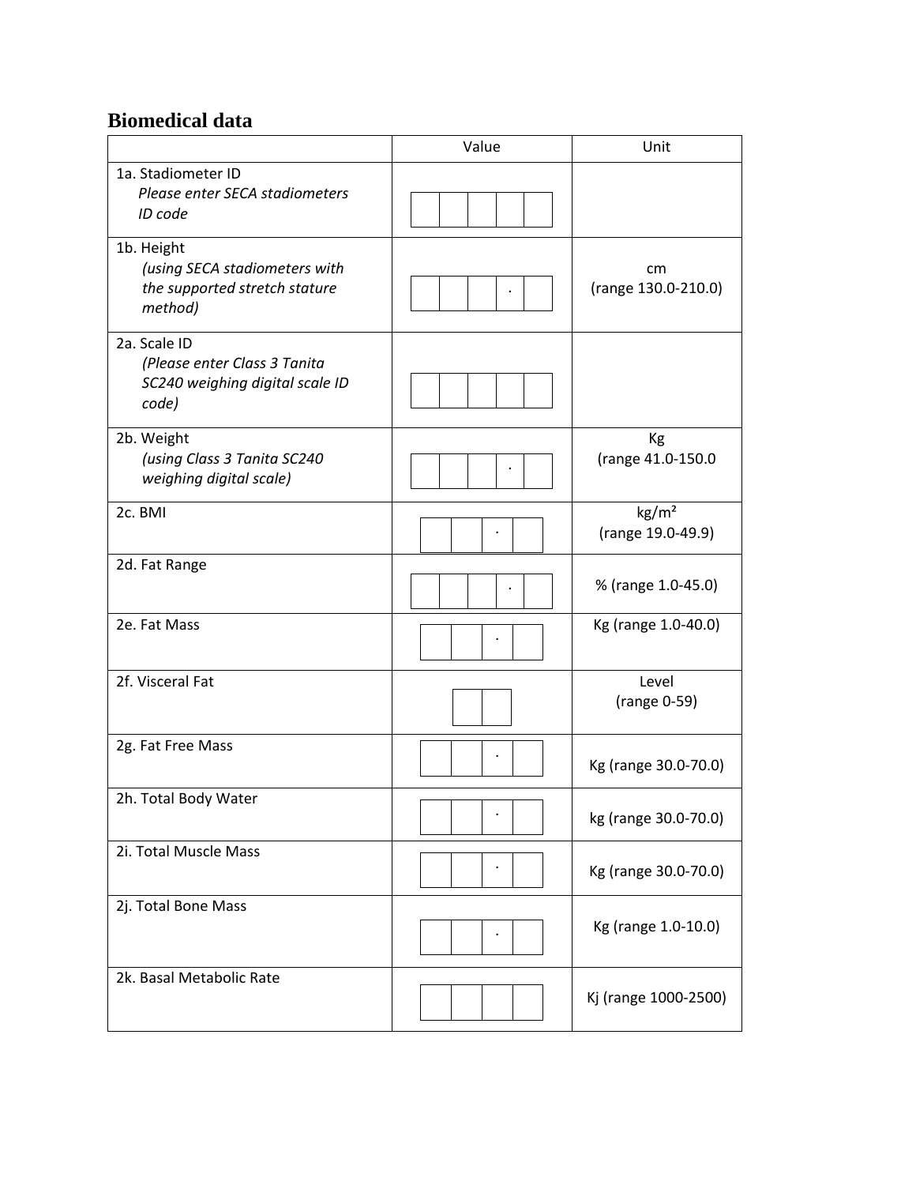## Biomedical data

| | Value | Unit |
|---|---|---|
| 1a. Stadiometer ID *Please enter SECA stadiometers ID code* | ☐☐☐☐☐ | |
| 1b. Height *(using SECA stadiometers with the supported stretch stature method)* | ☐☐☐.☐ | cm (range 130.0-210.0) |
| 2a. Scale ID *(Please enter Class 3 Tanita SC240 weighing digital scale ID code)* | ☐☐☐☐☐ | |
| 2b. Weight *(using Class 3 Tanita SC240 weighing digital scale)* | ☐☐☐.☐ | Kg (range 41.0-150.0 |
| 2c. BMI | ☐☐.☐ | kg/m² (range 19.0-49.9) |
| 2d. Fat Range | ☐☐☐.☐ | % (range 1.0-45.0) |
| 2e. Fat Mass | ☐☐.☐ | Kg (range 1.0-40.0) |
| 2f. Visceral Fat | ☐☐ | Level (range 0-59) |
| 2g. Fat Free Mass | ☐☐.☐ | Kg (range 30.0-70.0) |
| 2h. Total Body Water | ☐☐.☐ | kg (range 30.0-70.0) |
| 2i. Total Muscle Mass | ☐☐.☐ | Kg (range 30.0-70.0) |
| 2j. Total Bone Mass | ☐☐.☐ | Kg (range 1.0-10.0) |
| 2k. Basal Metabolic Rate | ☐☐☐☐ | Kj (range 1000-2500) |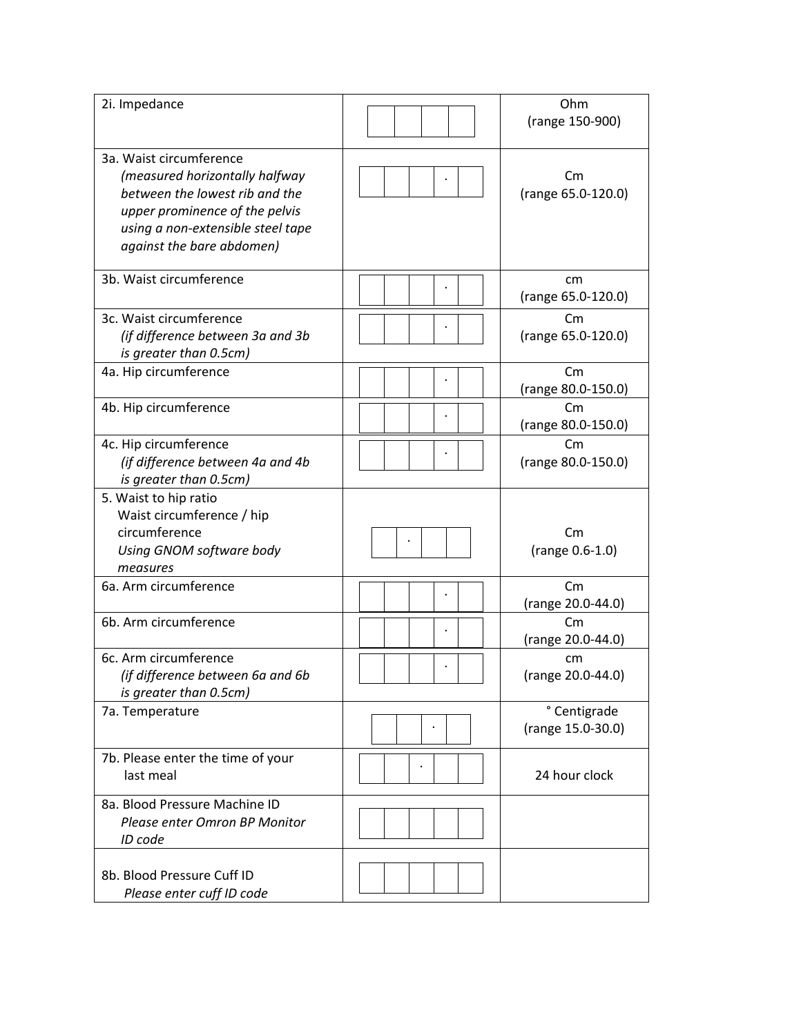| 2i. Impedance | [ ][ ][ ][ ] | Ohm (range 150-900) |
|---|---|---|
| 3a. Waist circumference *(measured horizontally halfway between the lowest rib and the upper prominence of the pelvis using a non-extensible steel tape against the bare abdomen)* | [ ][ ][ ].[ ] | Cm (range 65.0-120.0) |
| 3b. Waist circumference | [ ][ ][ ].[ ] | cm (range 65.0-120.0) |
| 3c. Waist circumference *(if difference between 3a and 3b is greater than 0.5cm)* | [ ][ ][ ].[ ] | Cm (range 65.0-120.0) |
| 4a. Hip circumference | [ ][ ][ ].[ ] | Cm (range 80.0-150.0) |
| 4b. Hip circumference | [ ][ ][ ].[ ] | Cm (range 80.0-150.0) |
| 4c. Hip circumference *(if difference between 4a and 4b is greater than 0.5cm)* | [ ][ ][ ].[ ] | Cm (range 80.0-150.0) |
| 5. Waist to hip ratio Waist circumference / hip circumference *Using GNOM software body measures* | [ ].[ ][ ] | Cm (range 0.6-1.0) |
| 6a. Arm circumference | [ ][ ][ ].[ ] | Cm (range 20.0-44.0) |
| 6b. Arm circumference | [ ][ ][ ].[ ] | Cm (range 20.0-44.0) |
| 6c. Arm circumference *(if difference between 6a and 6b is greater than 0.5cm)* | [ ][ ][ ].[ ] | cm (range 20.0-44.0) |
| 7a. Temperature | [ ][ ].[ ] | ° Centigrade (range 15.0-30.0) |
| 7b. Please enter the time of your last meal | [ ][ ].[ ][ ] | 24 hour clock |
| 8a. Blood Pressure Machine ID *Please enter Omron BP Monitor ID code* | [ ][ ][ ][ ][ ] | |
| 8b. Blood Pressure Cuff ID *Please enter cuff ID code* | [ ][ ][ ][ ][ ] | |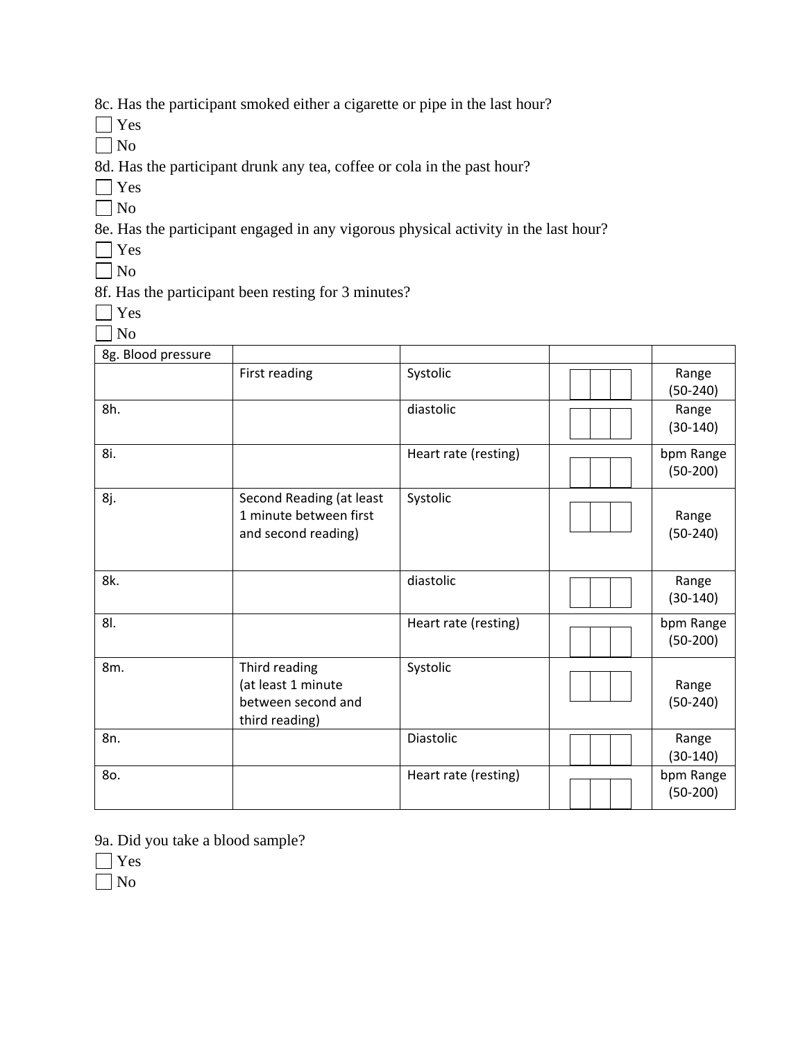8c. Has the participant smoked either a cigarette or pipe in the last hour?

☐ Yes

☐ No

8d. Has the participant drunk any tea, coffee or cola in the past hour?

☐ Yes

☐ No

8e. Has the participant engaged in any vigorous physical activity in the last hour?

☐ Yes

☐ No

8f. Has the participant been resting for 3 minutes?

☐ Yes

☐ No

| 8g. Blood pressure | | | | |
|---|---|---|---|---|
| | First reading | Systolic | ☐☐☐ | Range (50-240) |
| 8h. | | diastolic | ☐☐☐ | Range (30-140) |
| 8i. | | Heart rate (resting) | ☐☐☐ | bpm Range (50-200) |
| 8j. | Second Reading (at least 1 minute between first and second reading) | Systolic | ☐☐☐ | Range (50-240) |
| 8k. | | diastolic | ☐☐☐ | Range (30-140) |
| 8l. | | Heart rate (resting) | ☐☐☐ | bpm Range (50-200) |
| 8m. | Third reading (at least 1 minute between second and third reading) | Systolic | ☐☐☐ | Range (50-240) |
| 8n. | | Diastolic | ☐☐☐ | Range (30-140) |
| 8o. | | Heart rate (resting) | ☐☐☐ | bpm Range (50-200) |

9a. Did you take a blood sample?

☐ Yes

☐ No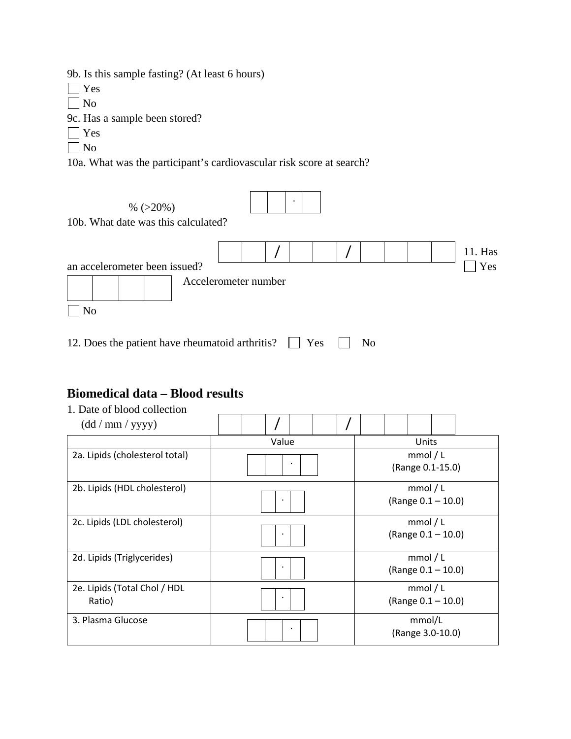9b. Is this sample fasting? (At least 6 hours)

☐ Yes

☐ No

9c. Has a sample been stored?

☐ Yes

☐ No

10a. What was the participant's cardiovascular risk score at search?

% (>20%) ☐☐.☐

10b. What date was this calculated?

☐☐ / ☐☐ / ☐☐☐☐

11. Has an accelerometer been issued?

☐ Yes

☐☐☐☐ Accelerometer number

☐ No

12. Does the patient have rheumatoid arthritis? ☐ Yes ☐ No

## Biomedical data – Blood results

1. Date of blood collection (dd / mm / yyyy) ☐☐ / ☐☐ / ☐☐☐☐

| | Value | Units |
|---|---|---|
| 2a. Lipids (cholesterol total) | ☐☐.☐ | mmol / L (Range 0.1-15.0) |
| 2b. Lipids (HDL cholesterol) | ☐.☐ | mmol / L (Range 0.1 – 10.0) |
| 2c. Lipids (LDL cholesterol) | ☐.☐ | mmol / L (Range 0.1 – 10.0) |
| 2d. Lipids (Triglycerides) | ☐.☐ | mmol / L (Range 0.1 – 10.0) |
| 2e. Lipids (Total Chol / HDL Ratio) | ☐.☐ | mmol / L (Range 0.1 – 10.0) |
| 3. Plasma Glucose | ☐☐.☐ | mmol/L (Range 3.0-10.0) |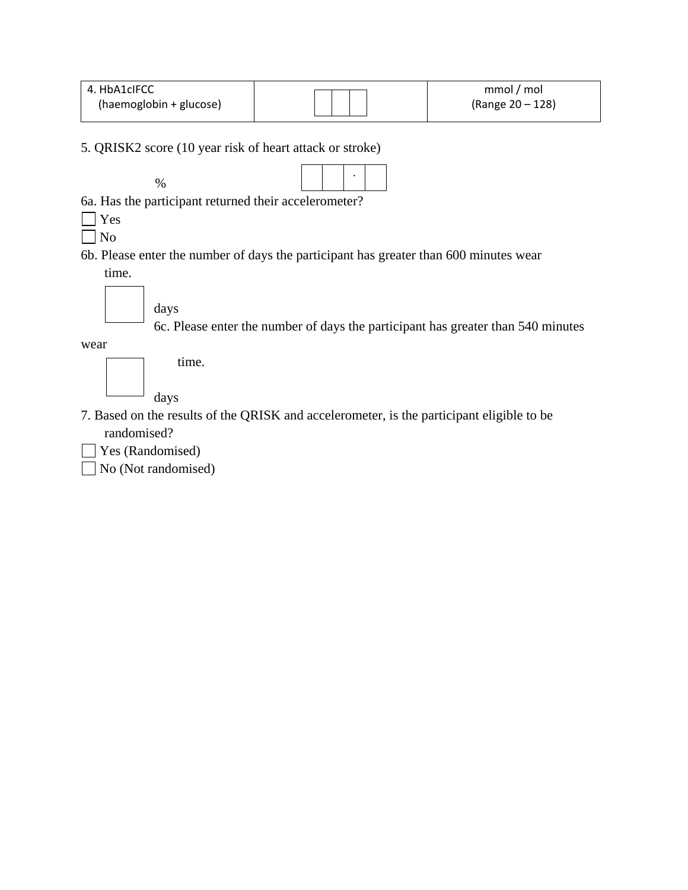| 4. HbA1cIFCC (haemoglobin + glucose) | ☐☐☐ | mmol / mol (Range 20 – 128) |
|---|---|---|

5. QRISK2 score (10 year risk of heart attack or stroke)

☐☐☐.☐ %

6a. Has the participant returned their accelerometer?

☐ Yes

☐ No

6b. Please enter the number of days the participant has greater than 600 minutes wear time.

☐ days

6c. Please enter the number of days the participant has greater than 540 minutes wear time.

☐ days

7. Based on the results of the QRISK and accelerometer, is the participant eligible to be randomised?

☐ Yes (Randomised)

☐ No (Not randomised)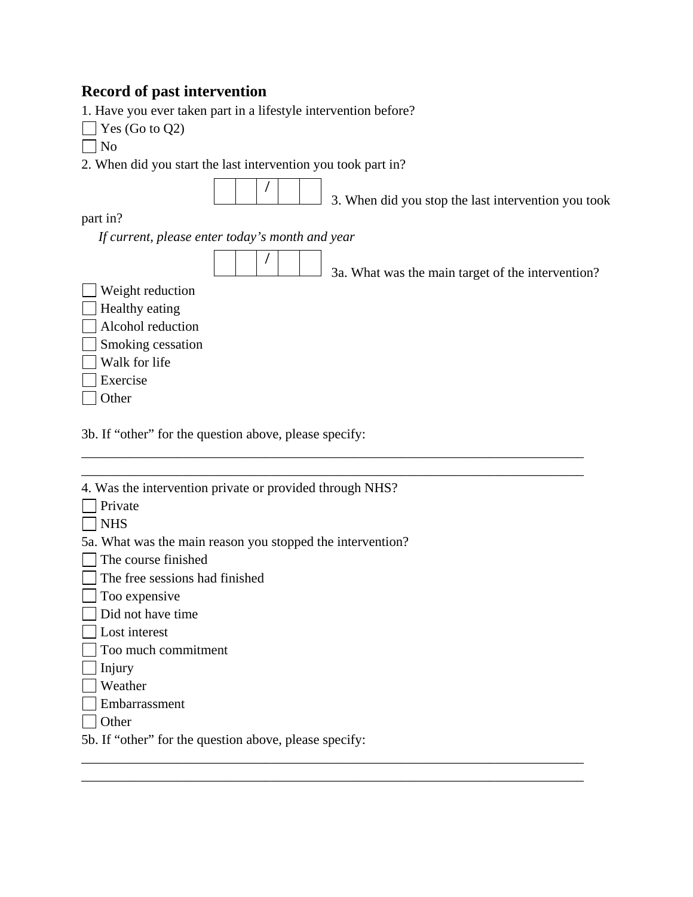## Record of past intervention

1. Have you ever taken part in a lifestyle intervention before?

☐ Yes (Go to Q2)
☐ No

2. When did you start the last intervention you took part in?

| | | / | | |
|---|---|---|---|---|

3. When did you stop the last intervention you took part in?

*If current, please enter today's month and year*

| | | / | | |
|---|---|---|---|---|

3a. What was the main target of the intervention?

☐ Weight reduction
☐ Healthy eating
☐ Alcohol reduction
☐ Smoking cessation
☐ Walk for life
☐ Exercise
☐ Other

3b. If "other" for the question above, please specify:

_____________________________________________________________________________
_____________________________________________________________________________

4. Was the intervention private or provided through NHS?

☐ Private
☐ NHS

5a. What was the main reason you stopped the intervention?

☐ The course finished
☐ The free sessions had finished
☐ Too expensive
☐ Did not have time
☐ Lost interest
☐ Too much commitment
☐ Injury
☐ Weather
☐ Embarrassment
☐ Other

5b. If "other" for the question above, please specify:

_____________________________________________________________________________
_____________________________________________________________________________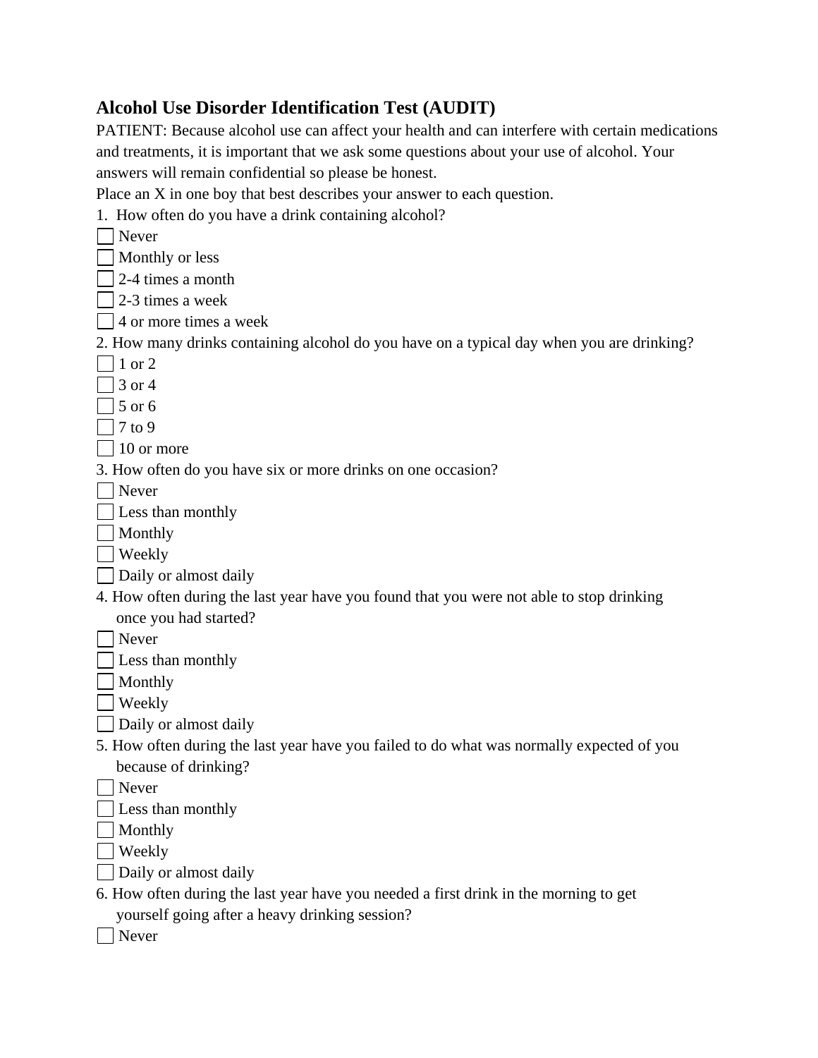## Alcohol Use Disorder Identification Test (AUDIT)

PATIENT: Because alcohol use can affect your health and can interfere with certain medications and treatments, it is important that we ask some questions about your use of alcohol. Your answers will remain confidential so please be honest.

Place an X in one boy that best describes your answer to each question.

1. How often do you have a drink containing alcohol?

- [ ] Never
- [ ] Monthly or less
- [ ] 2-4 times a month
- [ ] 2-3 times a week
- [ ] 4 or more times a week

2. How many drinks containing alcohol do you have on a typical day when you are drinking?

- [ ] 1 or 2
- [ ] 3 or 4
- [ ] 5 or 6
- [ ] 7 to 9
- [ ] 10 or more

3. How often do you have six or more drinks on one occasion?

- [ ] Never
- [ ] Less than monthly
- [ ] Monthly
- [ ] Weekly
- [ ] Daily or almost daily

4. How often during the last year have you found that you were not able to stop drinking once you had started?

- [ ] Never
- [ ] Less than monthly
- [ ] Monthly
- [ ] Weekly
- [ ] Daily or almost daily

5. How often during the last year have you failed to do what was normally expected of you because of drinking?

- [ ] Never
- [ ] Less than monthly
- [ ] Monthly
- [ ] Weekly
- [ ] Daily or almost daily

6. How often during the last year have you needed a first drink in the morning to get yourself going after a heavy drinking session?

- [ ] Never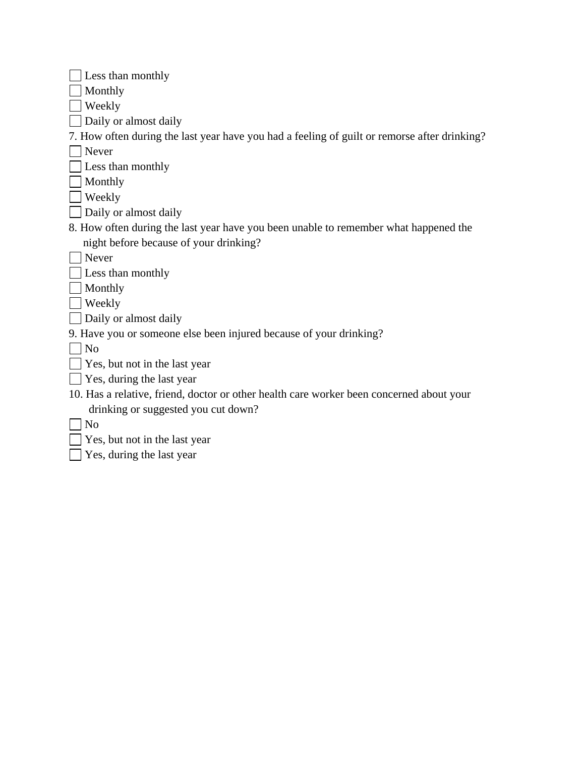- [ ] Less than monthly
- [ ] Monthly
- [ ] Weekly
- [ ] Daily or almost daily

7. How often during the last year have you had a feeling of guilt or remorse after drinking?

- [ ] Never
- [ ] Less than monthly
- [ ] Monthly
- [ ] Weekly
- [ ] Daily or almost daily

8. How often during the last year have you been unable to remember what happened the night before because of your drinking?

- [ ] Never
- [ ] Less than monthly
- [ ] Monthly
- [ ] Weekly
- [ ] Daily or almost daily

9. Have you or someone else been injured because of your drinking?

- [ ] No
- [ ] Yes, but not in the last year
- [ ] Yes, during the last year

10. Has a relative, friend, doctor or other health care worker been concerned about your drinking or suggested you cut down?

- [ ] No
- [ ] Yes, but not in the last year
- [ ] Yes, during the last year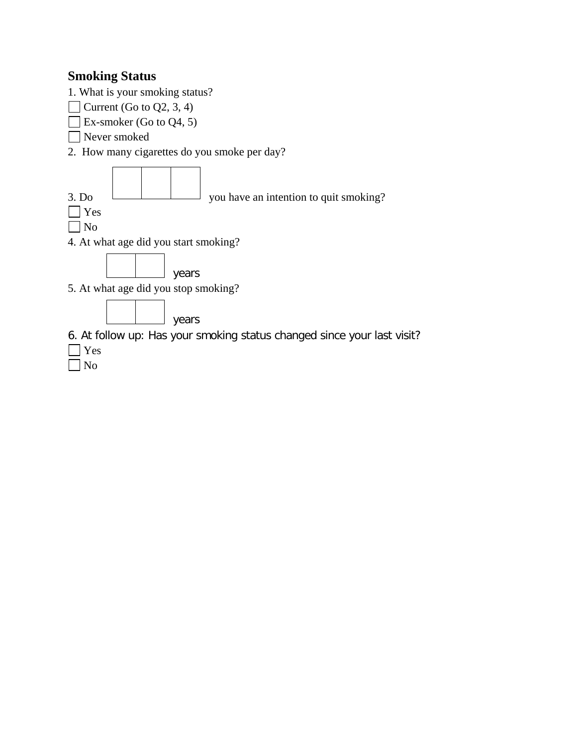## Smoking Status

1. What is your smoking status?

☐ Current (Go to Q2, 3, 4)
☐ Ex-smoker (Go to Q4, 5)
☐ Never smoked

2. How many cigarettes do you smoke per day?

☐☐☐

3. Do you have an intention to quit smoking?

☐ Yes
☐ No

4. At what age did you start smoking?

☐☐ years

5. At what age did you stop smoking?

☐☐ years

6. At follow up: Has your smoking status changed since your last visit?

☐ Yes
☐ No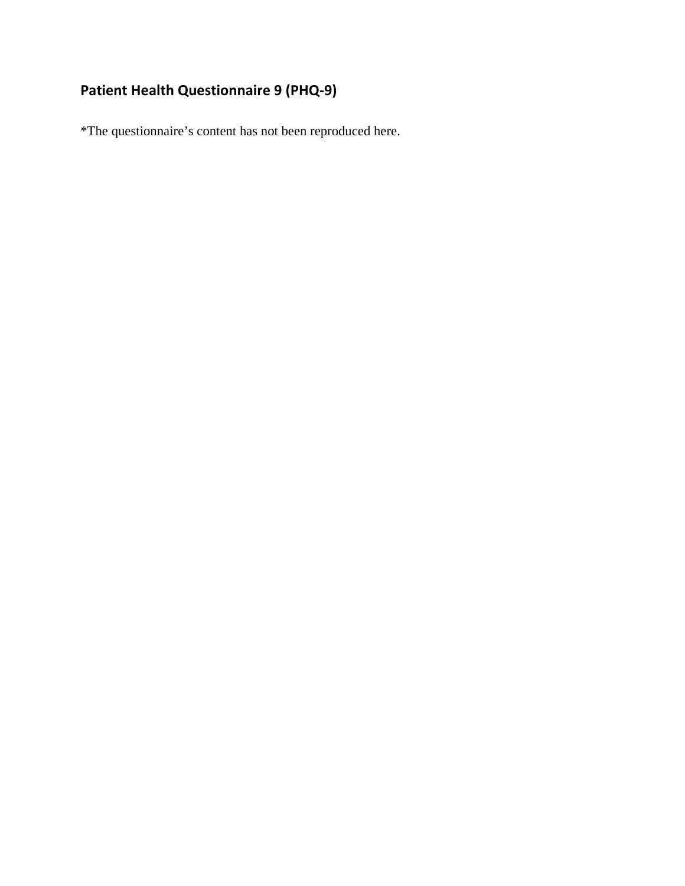## Patient Health Questionnaire 9 (PHQ-9)

*The questionnaire's content has not been reproduced here.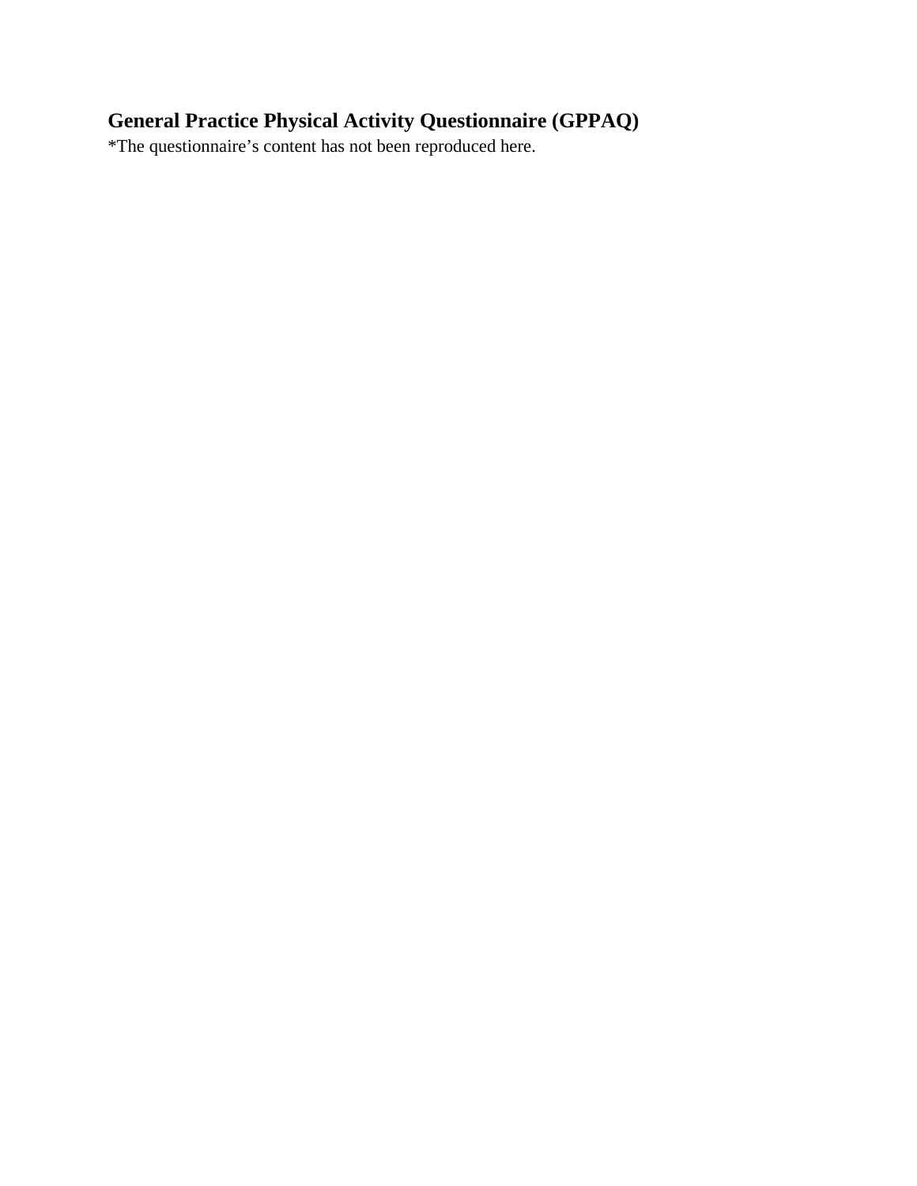## General Practice Physical Activity Questionnaire (GPPAQ)

*The questionnaire's content has not been reproduced here.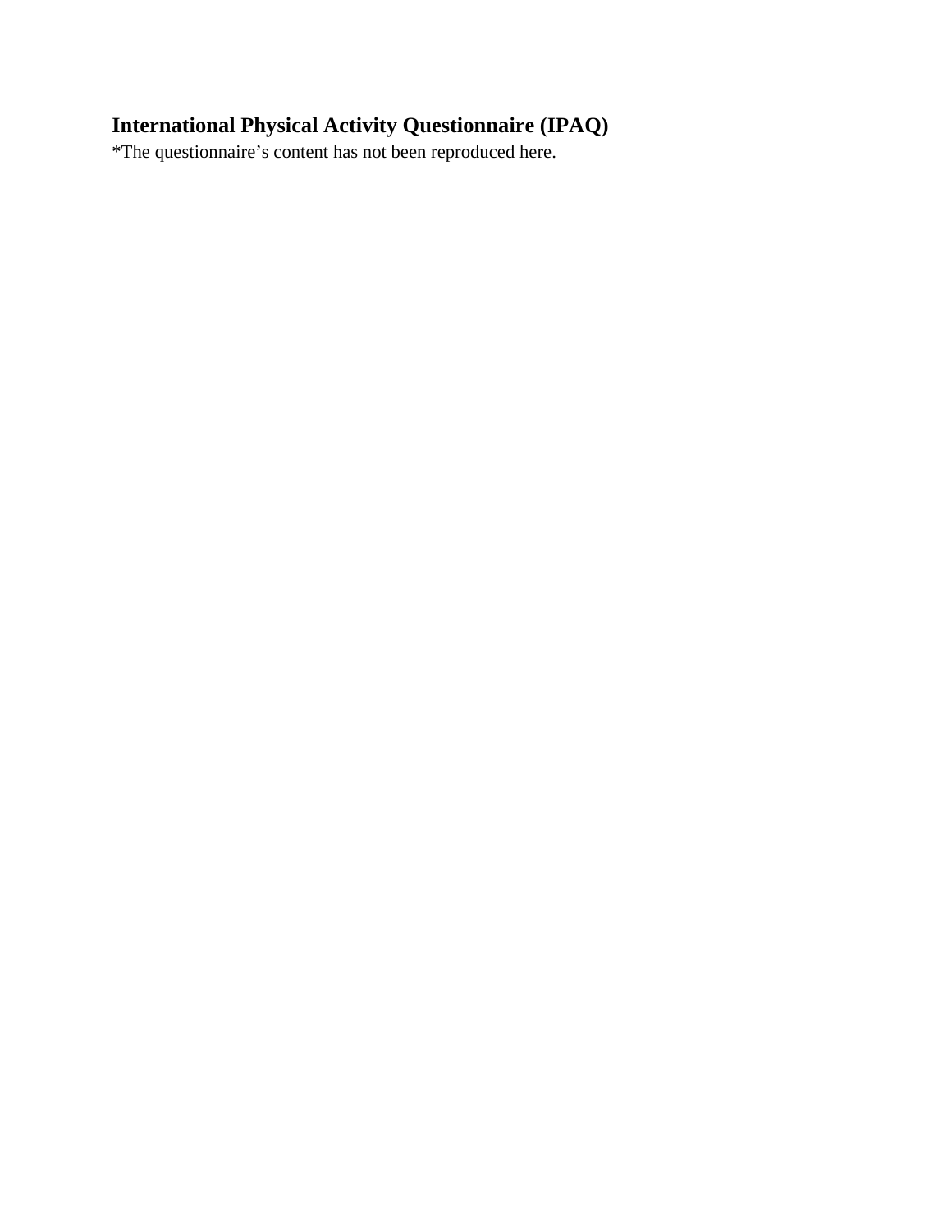## International Physical Activity Questionnaire (IPAQ)

*The questionnaire's content has not been reproduced here.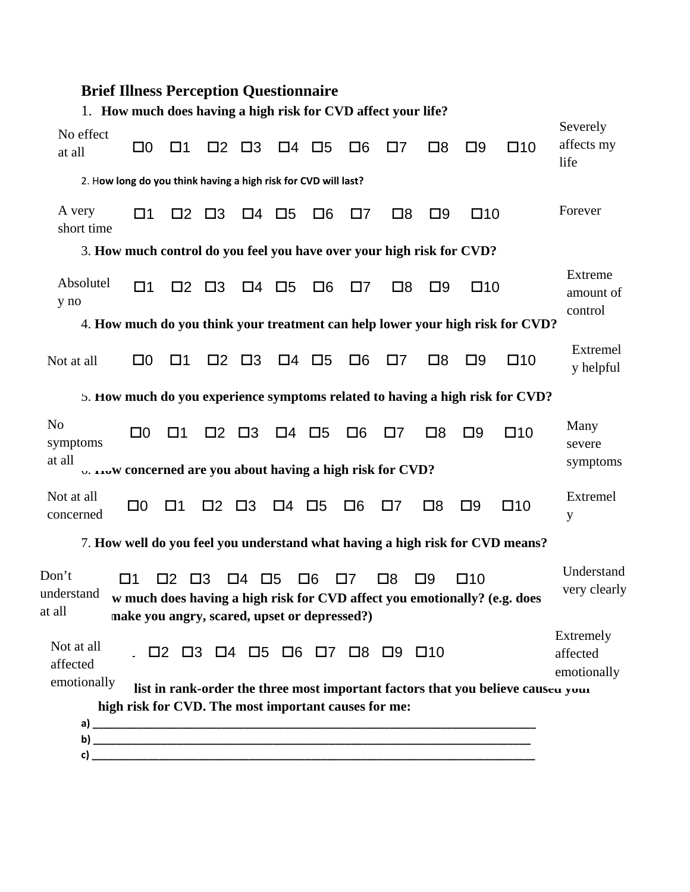## Brief Illness Perception Questionnaire

1. **How much does having a high risk for CVD affect your life?**

No effect at all ☐0 ☐1 ☐2 ☐3 ☐4 ☐5 ☐6 ☐7 ☐8 ☐9 ☐10 Severely affects my life

2. **How long do you think having a high risk for CVD will last?**

A very short time ☐1 ☐2 ☐3 ☐4 ☐5 ☐6 ☐7 ☐8 ☐9 ☐10 Forever

3. **How much control do you feel you have over your high risk for CVD?**

Absolutely no ☐1 ☐2 ☐3 ☐4 ☐5 ☐6 ☐7 ☐8 ☐9 ☐10 Extreme amount of control

4. **How much do you think your treatment can help lower your high risk for CVD?**

Not at all ☐0 ☐1 ☐2 ☐3 ☐4 ☐5 ☐6 ☐7 ☐8 ☐9 ☐10 Extremely helpful

5. **How much do you experience symptoms related to having a high risk for CVD?**

No symptoms at all ☐0 ☐1 ☐2 ☐3 ☐4 ☐5 ☐6 ☐7 ☐8 ☐9 ☐10 Many severe symptoms

6. **How concerned are you about having a high risk for CVD?**

Not at all concerned ☐0 ☐1 ☐2 ☐3 ☐4 ☐5 ☐6 ☐7 ☐8 ☐9 ☐10 Extremely

7. **How well do you feel you understand what having a high risk for CVD means?**

Don't understand at all ☐1 ☐2 ☐3 ☐4 ☐5 ☐6 ☐7 ☐8 ☐9 ☐10 Understand very clearly

8. **How much does having a high risk for CVD affect you emotionally? (e.g. does it make you angry, scared, upset or depressed?)**

Not at all affected emotionally ☐1 ☐2 ☐3 ☐4 ☐5 ☐6 ☐7 ☐8 ☐9 ☐10 Extremely affected emotionally

9. **Please list in rank-order the three most important factors that you believe caused your high risk for CVD. The most important causes for me:**

a) ______________________________________________________________________

b) ______________________________________________________________________

c) ______________________________________________________________________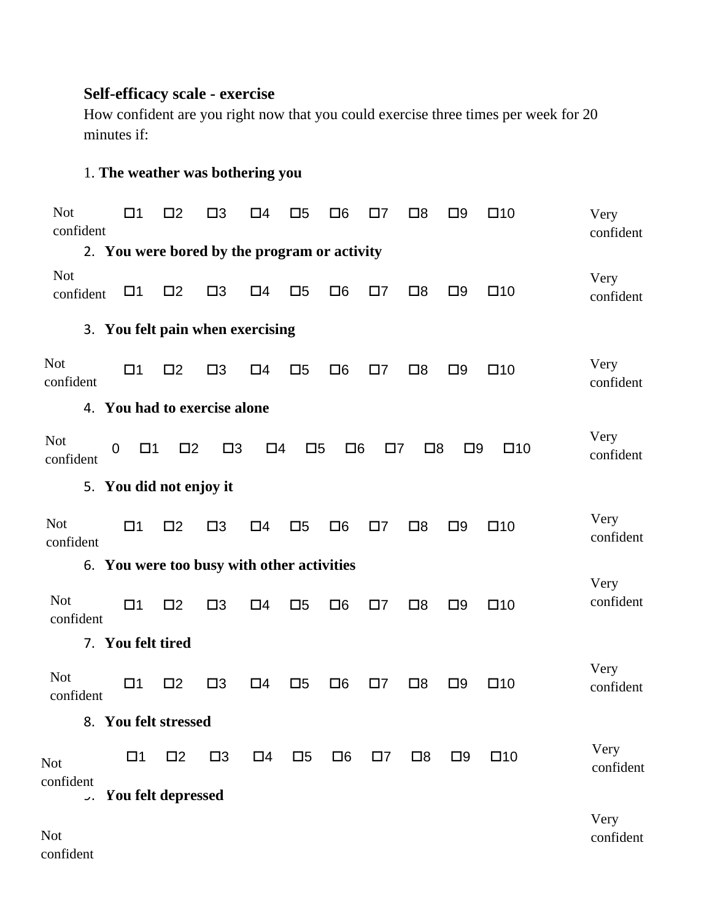**Self-efficacy scale - exercise**

How confident are you right now that you could exercise three times per week for 20 minutes if:

1. **The weather was bothering you**

Not confident ☐1 ☐2 ☐3 ☐4 ☐5 ☐6 ☐7 ☐8 ☐9 ☐10 Very confident

2. **You were bored by the program or activity**

Not confident ☐1 ☐2 ☐3 ☐4 ☐5 ☐6 ☐7 ☐8 ☐9 ☐10 Very confident

3. **You felt pain when exercising**

Not confident ☐1 ☐2 ☐3 ☐4 ☐5 ☐6 ☐7 ☐8 ☐9 ☐10 Very confident

4. **You had to exercise alone**

Not confident 0 ☐1 ☐2 ☐3 ☐4 ☐5 ☐6 ☐7 ☐8 ☐9 ☐10 Very confident

5. **You did not enjoy it**

Not confident ☐1 ☐2 ☐3 ☐4 ☐5 ☐6 ☐7 ☐8 ☐9 ☐10 Very confident

6. **You were too busy with other activities**

Not confident ☐1 ☐2 ☐3 ☐4 ☐5 ☐6 ☐7 ☐8 ☐9 ☐10 Very confident

7. **You felt tired**

Not confident ☐1 ☐2 ☐3 ☐4 ☐5 ☐6 ☐7 ☐8 ☐9 ☐10 Very confident

8. **You felt stressed**

Not confident ☐1 ☐2 ☐3 ☐4 ☐5 ☐6 ☐7 ☐8 ☐9 ☐10 Very confident

9. **You felt depressed**

Not confident Very confident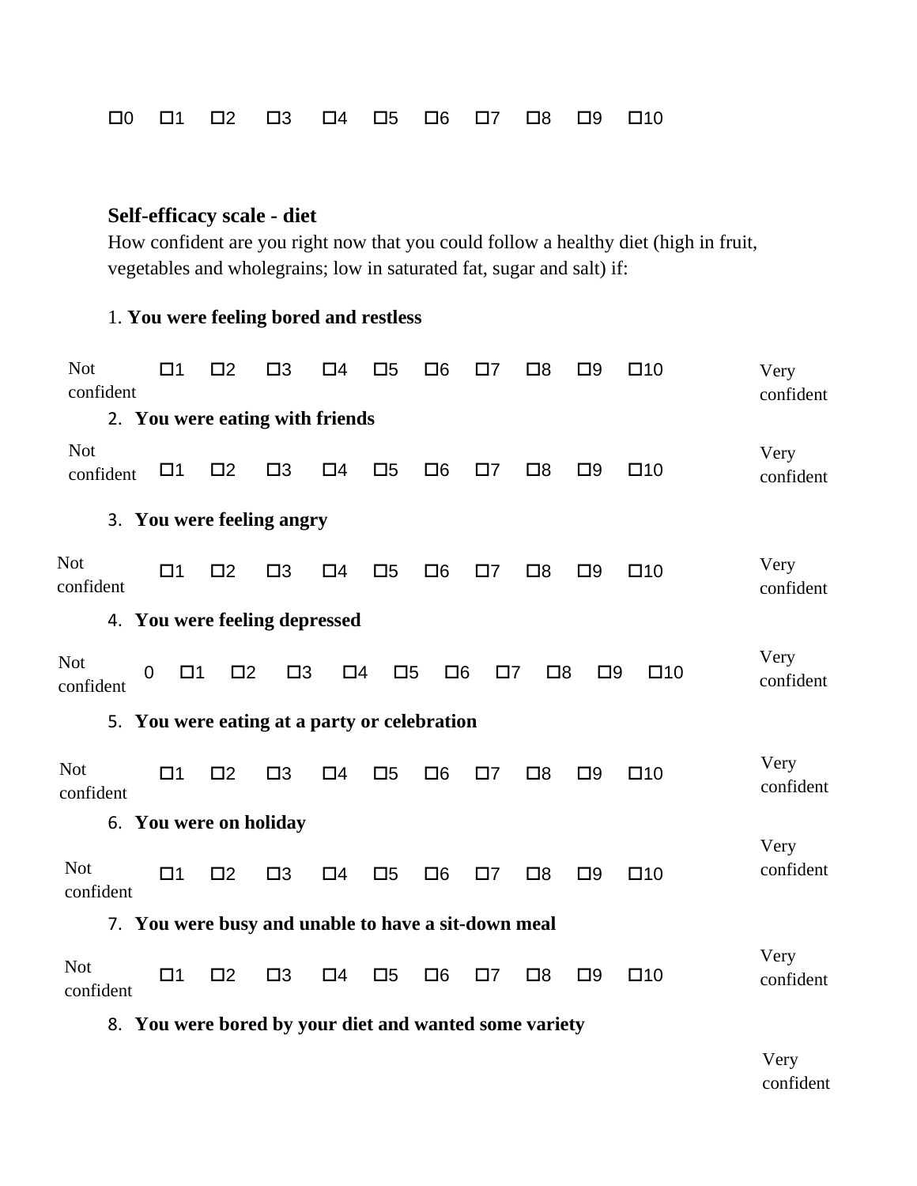☐0 ☐1 ☐2 ☐3 ☐4 ☐5 ☐6 ☐7 ☐8 ☐9 ☐10

**Self-efficacy scale - diet**

How confident are you right now that you could follow a healthy diet (high in fruit, vegetables and wholegrains; low in saturated fat, sugar and salt) if:

1. **You were feeling bored and restless**

Not confident ☐1 ☐2 ☐3 ☐4 ☐5 ☐6 ☐7 ☐8 ☐9 ☐10 Very confident

2. **You were eating with friends**

Not confident ☐1 ☐2 ☐3 ☐4 ☐5 ☐6 ☐7 ☐8 ☐9 ☐10 Very confident

3. **You were feeling angry**

Not confident ☐1 ☐2 ☐3 ☐4 ☐5 ☐6 ☐7 ☐8 ☐9 ☐10 Very confident

4. **You were feeling depressed**

Not confident 0 ☐1 ☐2 ☐3 ☐4 ☐5 ☐6 ☐7 ☐8 ☐9 ☐10 Very confident

5. **You were eating at a party or celebration**

Not confident ☐1 ☐2 ☐3 ☐4 ☐5 ☐6 ☐7 ☐8 ☐9 ☐10 Very confident

6. **You were on holiday**

Not confident ☐1 ☐2 ☐3 ☐4 ☐5 ☐6 ☐7 ☐8 ☐9 ☐10 Very confident

7. **You were busy and unable to have a sit-down meal**

Not confident ☐1 ☐2 ☐3 ☐4 ☐5 ☐6 ☐7 ☐8 ☐9 ☐10 Very confident

8. **You were bored by your diet and wanted some variety**

Very confident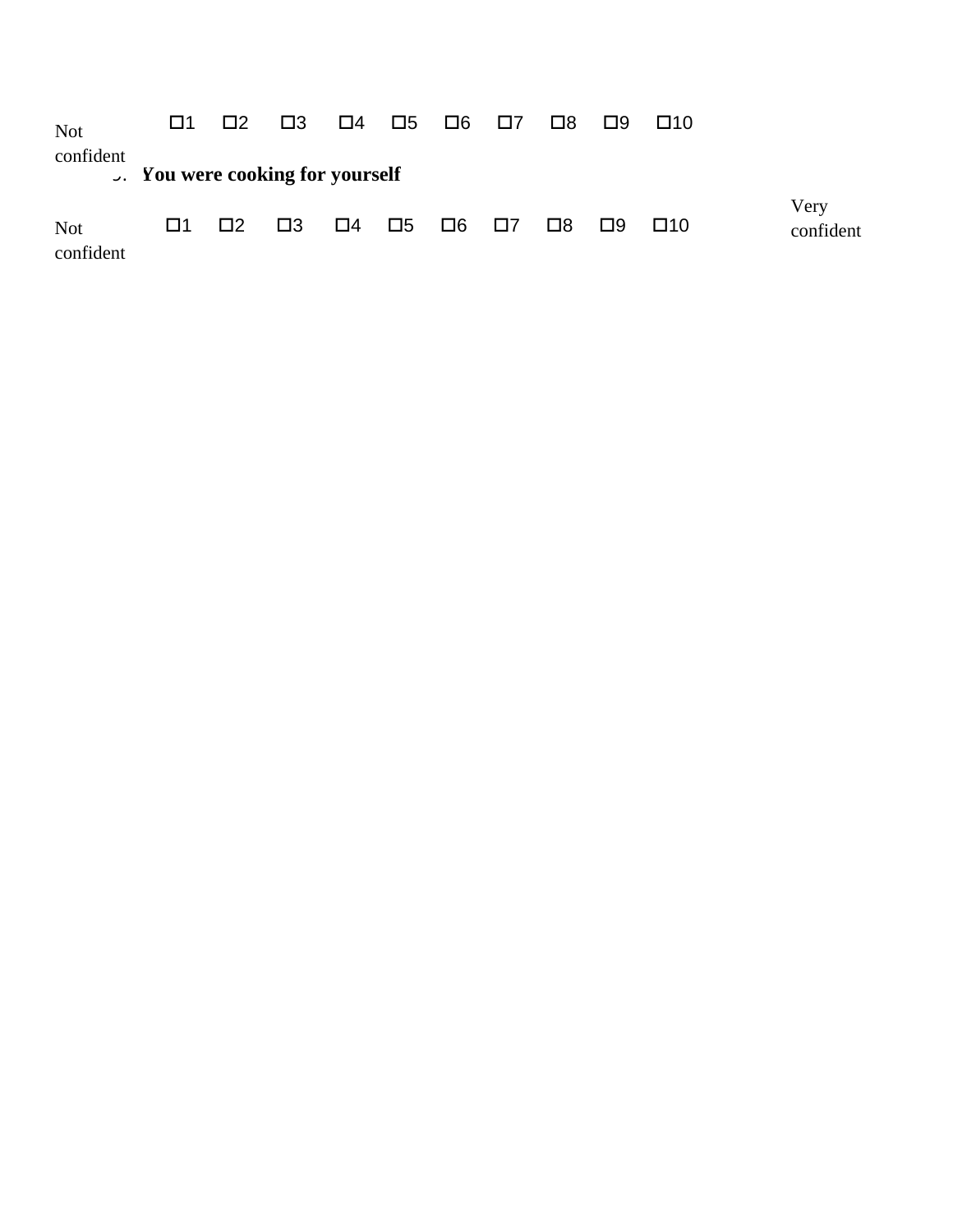Not confident ☐1 ☐2 ☐3 ☐4 ☐5 ☐6 ☐7 ☐8 ☐9 ☐10

5. **You were cooking for yourself**

Not confident ☐1 ☐2 ☐3 ☐4 ☐5 ☐6 ☐7 ☐8 ☐9 ☐10 Very confident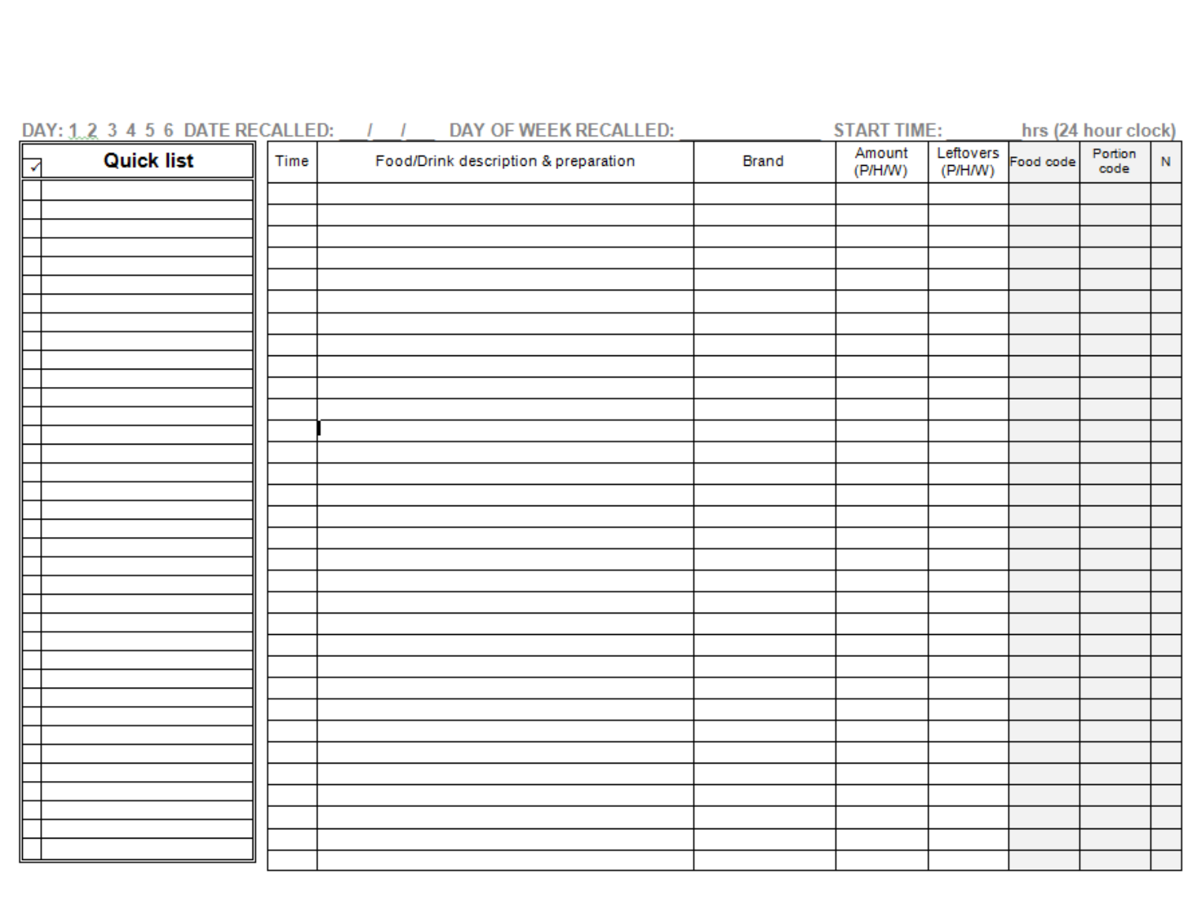DAY: 1 2 3 4 5 6 DATE RECALLED: ___/___/___ DAY OF WEEK RECALLED: ______________ START TIME: ________ hrs (24 hour clock)

| ✓ | Quick list |
|---|---|
| | |
| | |
| | |
| | |
| | |
| | |
| | |
| | |
| | |
| | |
| | |
| | |
| | |
| | |
| | |
| | |
| | |
| | |
| | |
| | |
| | |
| | |
| | |
| | |
| | |
| | |
| | |
| | |
| | |
| | |
| | |
| | |
| | |
| | |
| | |
| | |

| Time | Food/Drink description & preparation | Brand | Amount (P/H/W) | Leftovers (P/H/W) | Food code | Portion code | N |
|---|---|---|---|---|---|---|---|
| | | | | | | | |
| | | | | | | | |
| | | | | | | | |
| | | | | | | | |
| | | | | | | | |
| | | | | | | | |
| | | | | | | | |
| | | | | | | | |
| | | | | | | | |
| | | | | | | | |
| | | | | | | | |
| | | | | | | | |
| | | | | | | | |
| | | | | | | | |
| | | | | | | | |
| | | | | | | | |
| | | | | | | | |
| | | | | | | | |
| | | | | | | | |
| | | | | | | | |
| | | | | | | | |
| | | | | | | | |
| | | | | | | | |
| | | | | | | | |
| | | | | | | | |
| | | | | | | | |
| | | | | | | | |
| | | | | | | | |
| | | | | | | | |
| | | | | | | | |
| | | | | | | | |
| | | | | | | | |
| | | | | | | | |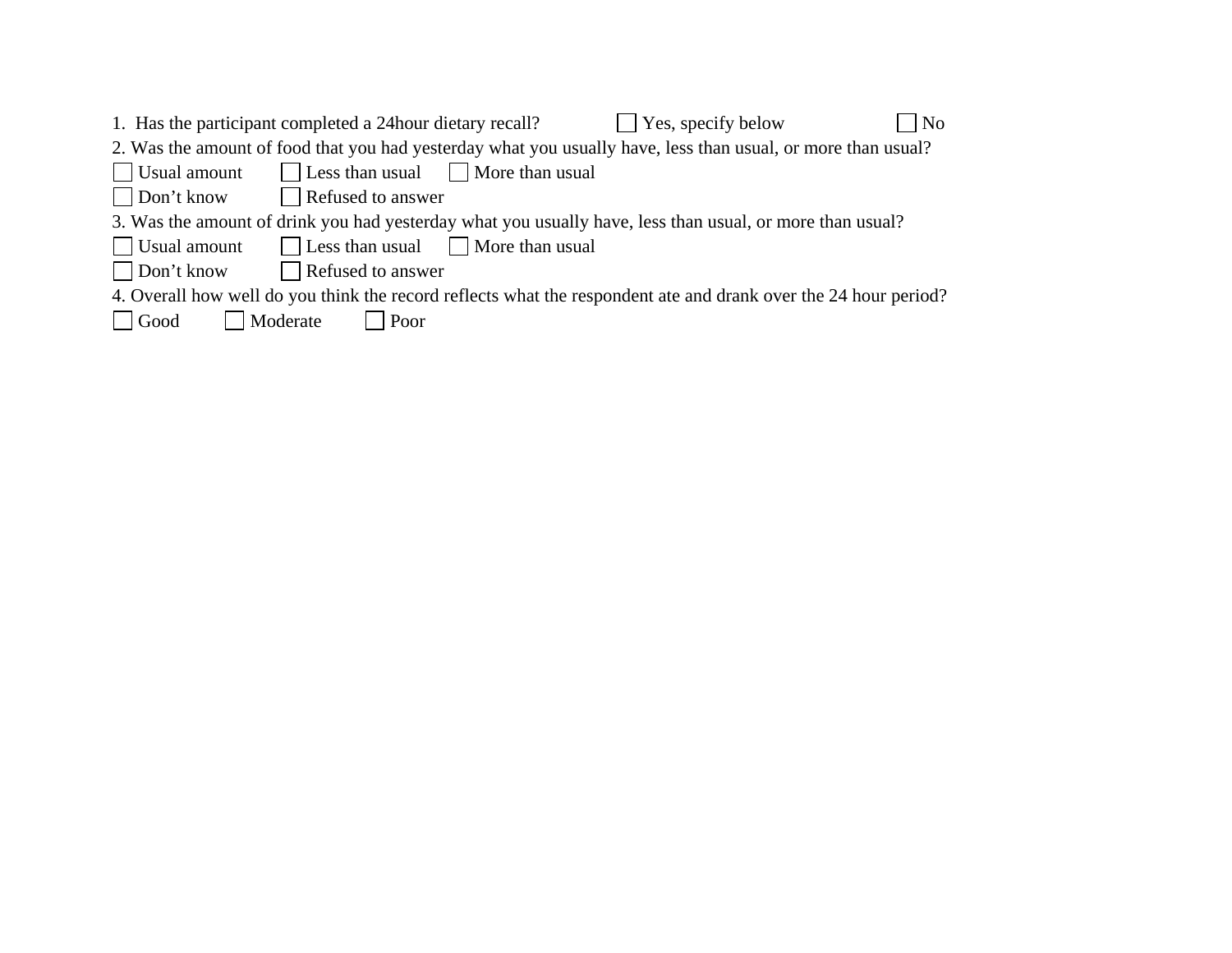1. Has the participant completed a 24hour dietary recall? ☐ Yes, specify below ☐ No

2. Was the amount of food that you had yesterday what you usually have, less than usual, or more than usual?

☐ Usual amount ☐ Less than usual ☐ More than usual

☐ Don't know ☐ Refused to answer

3. Was the amount of drink you had yesterday what you usually have, less than usual, or more than usual?

☐ Usual amount ☐ Less than usual ☐ More than usual

☐ Don't know ☐ Refused to answer

4. Overall how well do you think the record reflects what the respondent ate and drank over the 24 hour period?

☐ Good ☐ Moderate ☐ Poor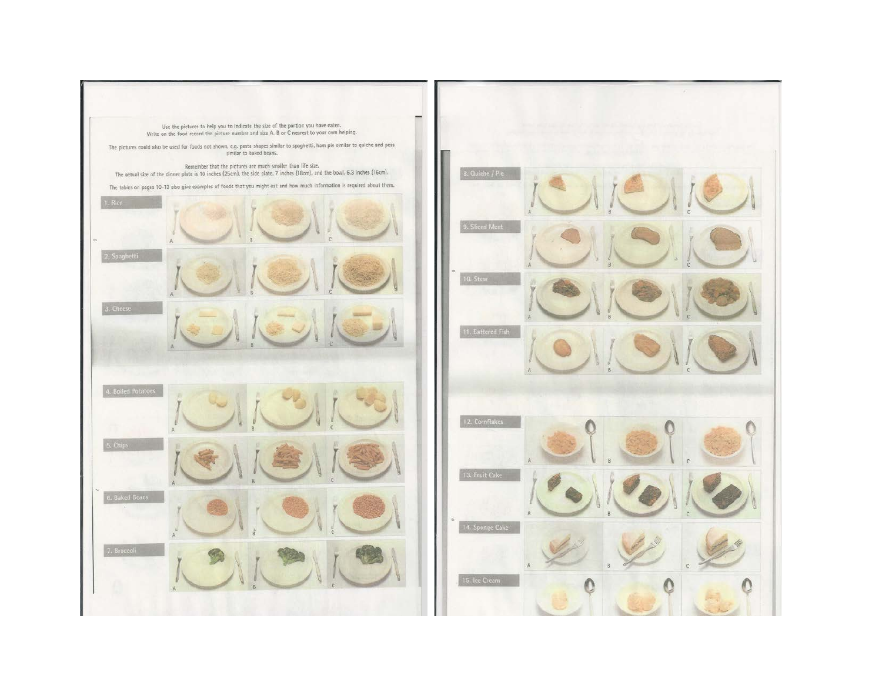Use the pictures to help you to indicate the size of the portion you have eaten.
Write on the food record the picture number and size A, B or C nearest to your own helping.

The pictures could also be used for foods not shown, e.g. pasta shapes similar to spaghetti, ham pie similar to quiche and peas similar to baked beans.

Remember that the pictures are much smaller than life size.
The actual size of the dinner plate is 10 inches (25cm), the side plate, 7 inches (18cm), and the bowl, 6.3 inches (16cm).

The tables on pages 10-13 also give examples of foods that you might eat and how much information is required about them.

1. Rice

A B C

2. Spaghetti

A B C

3. Cheese

A B C

4. Boiled Potatoes

A B C

5. Chips

A B C

6. Baked Beans

A B C

7. Broccoli

A B C

8. Quiche / Pie

A B C

9. Sliced Meat

A B C

10. Stew

A B C

11. Battered Fish

A B C

12. Cornflakes

A B C

13. Fruit Cake

A B C

14. Sponge Cake

A B C

15. Ice Cream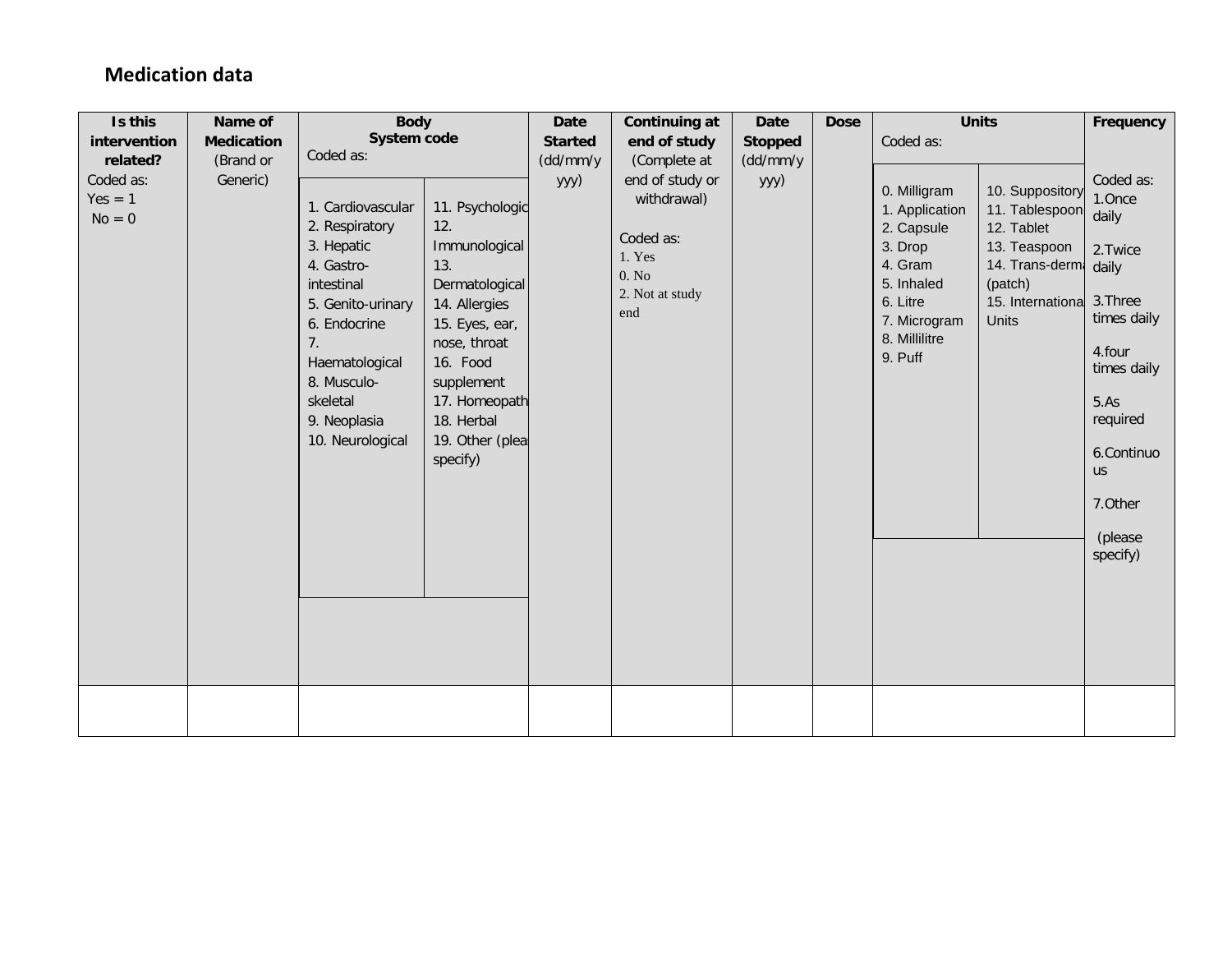## Medication data

| Is this intervention related? Coded as: Yes = 1 No = 0 | Name of Medication (Brand or Generic) | Body System code Coded as: 1. Cardiovascular 2. Respiratory 3. Hepatic 4. Gastro-intestinal 5. Genito-urinary 6. Endocrine 7. Haematological 8. Musculo-skeletal 9. Neoplasia 10. Neurological 11. Psychologic 12. Immunological 13. Dermatological 14. Allergies 15. Eyes, ear, nose, throat 16. Food supplement 17. Homeopath 18. Herbal 19. Other (plea specify) | Date Started (dd/mm/yyyy) | Continuing at end of study (Complete at end of study or withdrawal) Coded as: 1. Yes 0. No 2. Not at study end | Date Stopped (dd/mm/yyyy) | Dose | Units Coded as: 0. Milligram 1. Application 2. Capsule 3. Drop 4. Gram 5. Inhaled 6. Litre 7. Microgram 8. Millilitre 9. Puff 10. Suppository 11. Tablespoon 12. Tablet 13. Teaspoon 14. Trans-derma (patch) 15. Internationa Units | Frequency Coded as: 1.Once daily 2.Twice daily 3.Three times daily 4.four times daily 5.As required 6.Continuous 7.Other (please specify) |
|---|---|---|---|---|---|---|---|---|
| | | | | | | | | |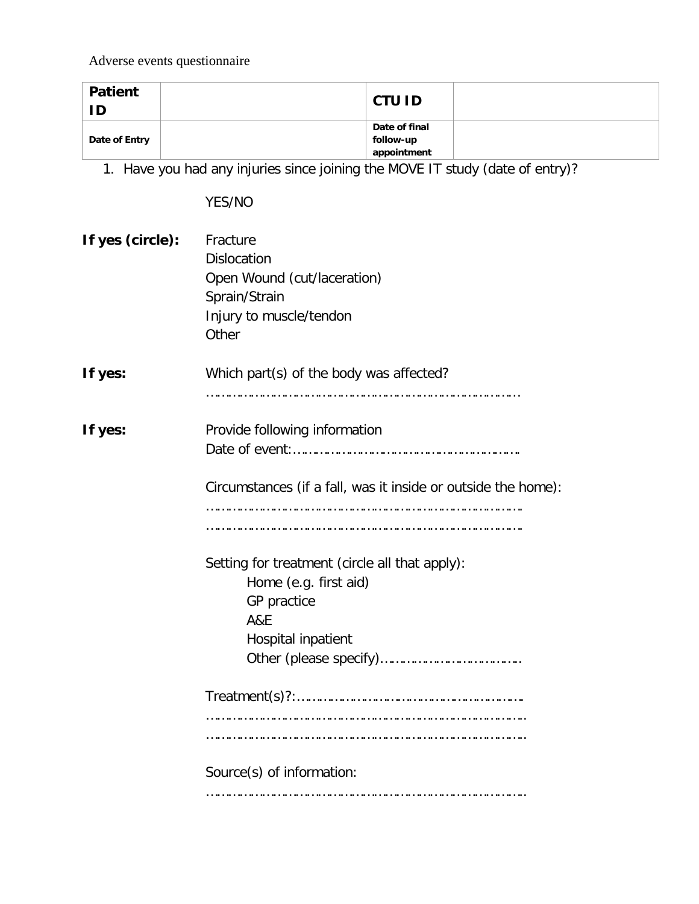Adverse events questionnaire

| **Patient ID** | | **CTU ID** | |
|---|---|---|---|
| **Date of Entry** | | **Date of final follow-up appointment** | |

1. Have you had any injuries since joining the MOVE IT study (date of entry)?

YES/NO

**If yes (circle):**

Fracture
Dislocation
Open Wound (cut/laceration)
Sprain/Strain
Injury to muscle/tendon
Other

**If yes:**

Which part(s) of the body was affected?
………………………………………………………………………

**If yes:**

Provide following information
Date of event:……………………………………………………

Circumstances (if a fall, was it inside or outside the home):
………………………………………………………………………
………………………………………………………………………

Setting for treatment (circle all that apply):
- Home (e.g. first aid)
- GP practice
- A&E
- Hospital inpatient
- Other (please specify)……………………………………

Treatment(s)?:……………………………………………………
………………………………………………………………………
………………………………………………………………………

Source(s) of information:
………………………………………………………………………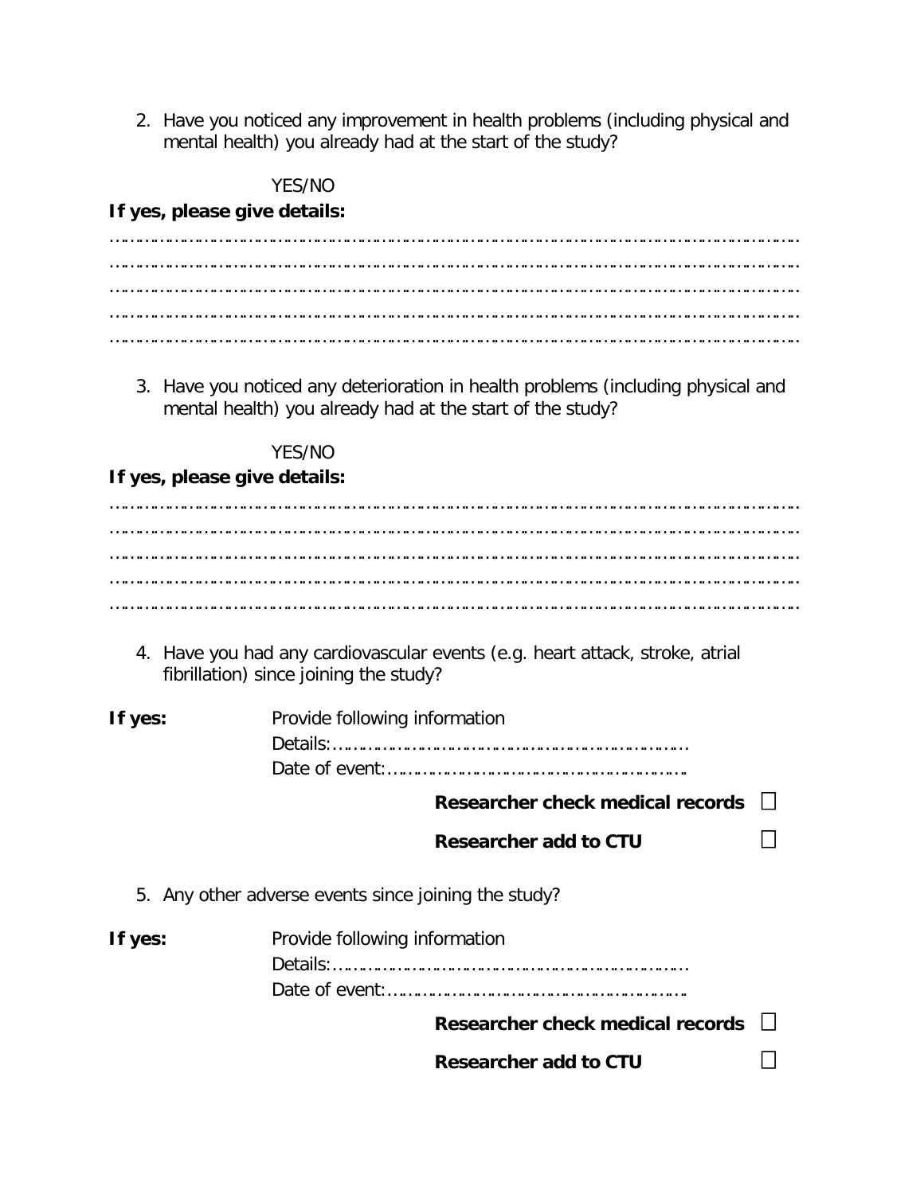2. Have you noticed any improvement in health problems (including physical and mental health) you already had at the start of the study?

YES/NO

**If yes, please give details:**

…………………………………………………………………………………………………………
…………………………………………………………………………………………………………
…………………………………………………………………………………………………………
…………………………………………………………………………………………………………
…………………………………………………………………………………………………………

3. Have you noticed any deterioration in health problems (including physical and mental health) you already had at the start of the study?

YES/NO

**If yes, please give details:**

…………………………………………………………………………………………………………
…………………………………………………………………………………………………………
…………………………………………………………………………………………………………
…………………………………………………………………………………………………………
…………………………………………………………………………………………………………

4. Have you had any cardiovascular events (e.g. heart attack, stroke, atrial fibrillation) since joining the study?

**If yes:** Provide following information
Details:………………………………………………………………
Date of event:……………………………………………………

**Researcher check medical records** ☐

**Researcher add to CTU** ☐

5. Any other adverse events since joining the study?

**If yes:** Provide following information
Details:………………………………………………………………
Date of event:……………………………………………………

**Researcher check medical records** ☐

**Researcher add to CTU** ☐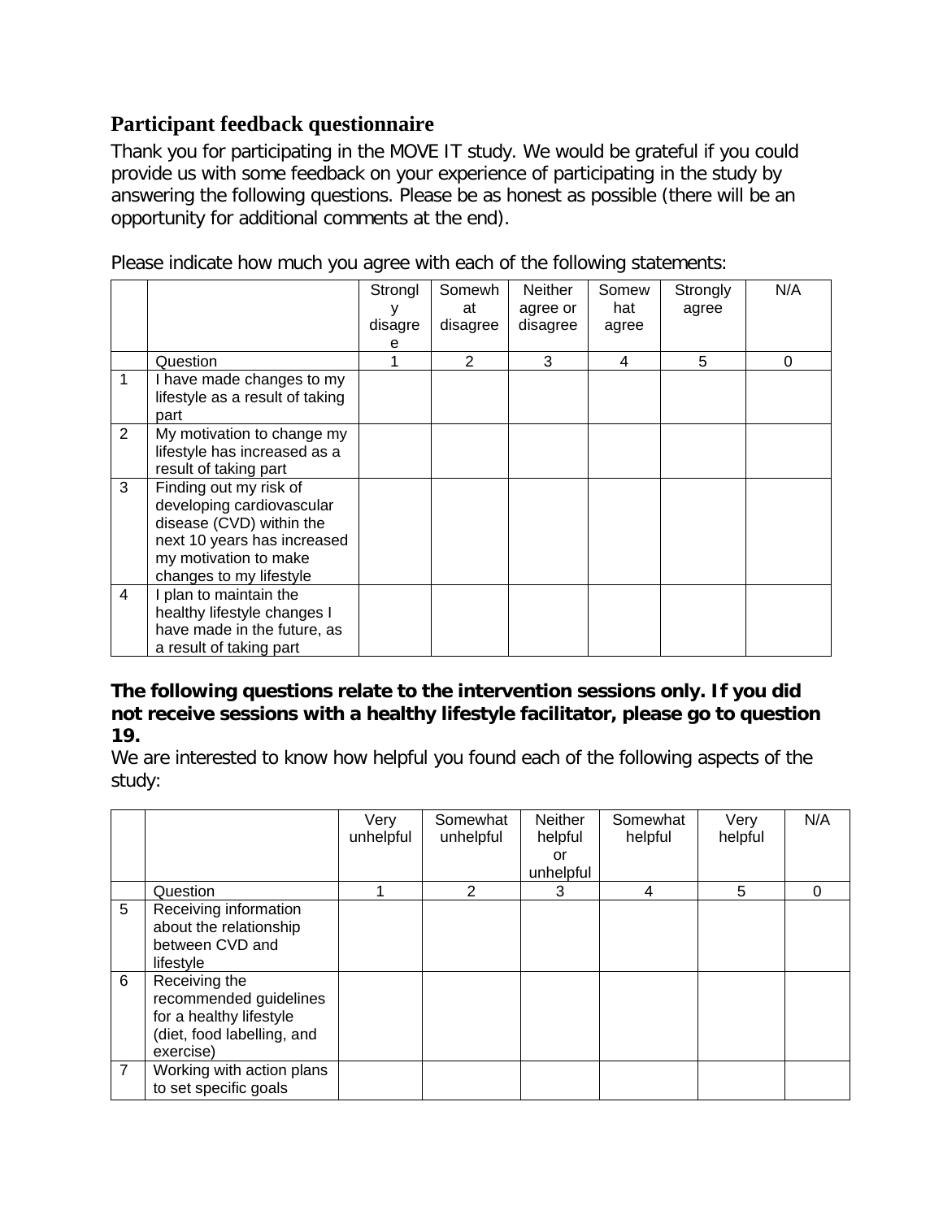## Participant feedback questionnaire

Thank you for participating in the MOVE IT study. We would be grateful if you could provide us with some feedback on your experience of participating in the study by answering the following questions. Please be as honest as possible (there will be an opportunity for additional comments at the end).

Please indicate how much you agree with each of the following statements:

| | | Strongly disagree | Somewhat disagree | Neither agree or disagree | Somewhat agree | Strongly agree | N/A |
|---|---|---|---|---|---|---|---|
| | Question | 1 | 2 | 3 | 4 | 5 | 0 |
| 1 | I have made changes to my lifestyle as a result of taking part | | | | | | |
| 2 | My motivation to change my lifestyle has increased as a result of taking part | | | | | | |
| 3 | Finding out my risk of developing cardiovascular disease (CVD) within the next 10 years has increased my motivation to make changes to my lifestyle | | | | | | |
| 4 | I plan to maintain the healthy lifestyle changes I have made in the future, as a result of taking part | | | | | | |

**The following questions relate to the intervention sessions only. If you did not receive sessions with a healthy lifestyle facilitator, please go to question 19.**

We are interested to know how helpful you found each of the following aspects of the study:

| | | Very unhelpful | Somewhat unhelpful | Neither helpful or unhelpful | Somewhat helpful | Very helpful | N/A |
|---|---|---|---|---|---|---|---|
| | Question | 1 | 2 | 3 | 4 | 5 | 0 |
| 5 | Receiving information about the relationship between CVD and lifestyle | | | | | | |
| 6 | Receiving the recommended guidelines for a healthy lifestyle (diet, food labelling, and exercise) | | | | | | |
| 7 | Working with action plans to set specific goals | | | | | | |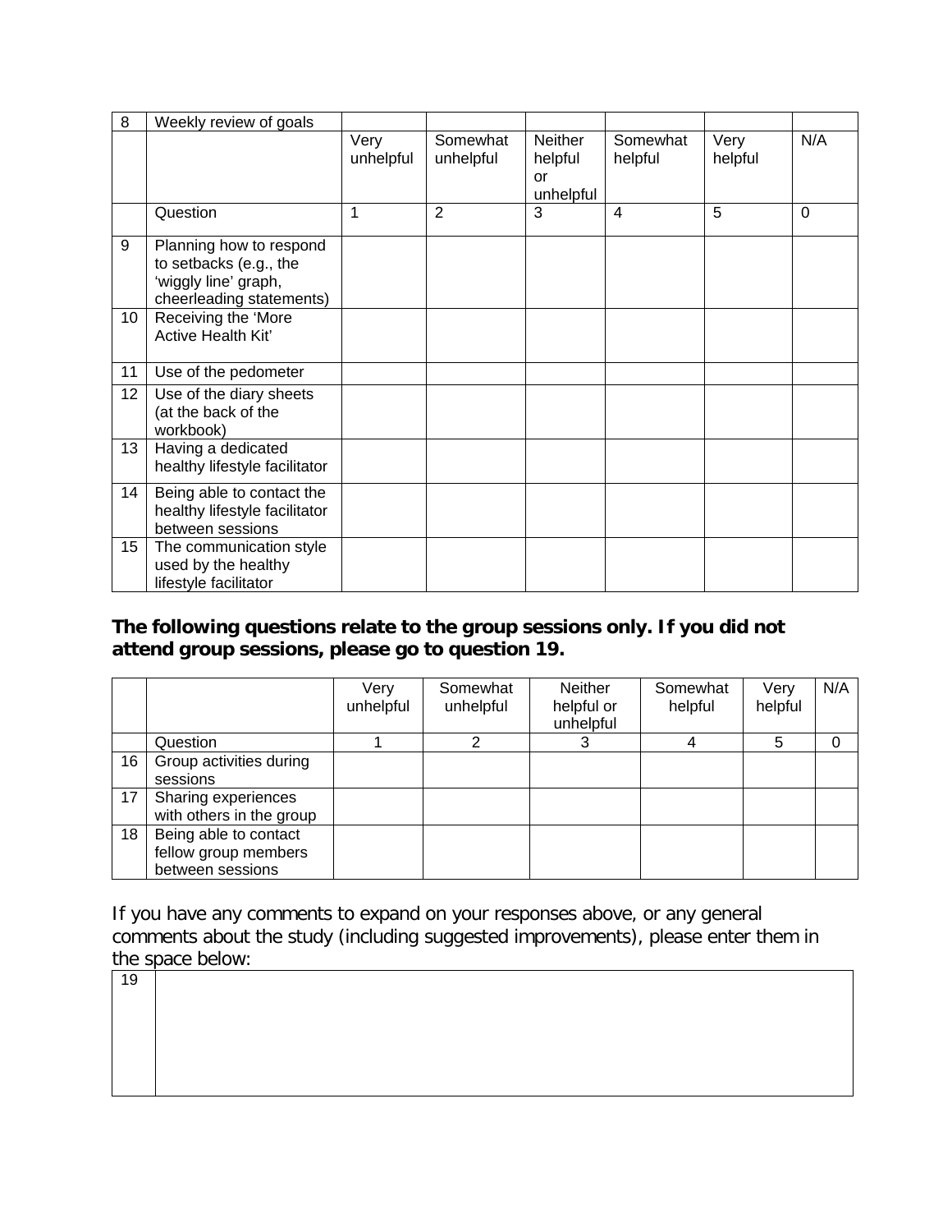| | | | | | | | |
|---|---|---|---|---|---|---|---|
| 8 | Weekly review of goals | | | | | | |
| | | Very unhelpful | Somewhat unhelpful | Neither helpful or unhelpful | Somewhat helpful | Very helpful | N/A |
| | Question | 1 | 2 | 3 | 4 | 5 | 0 |
| 9 | Planning how to respond to setbacks (e.g., the 'wiggly line' graph, cheerleading statements) | | | | | | |
| 10 | Receiving the 'More Active Health Kit' | | | | | | |
| 11 | Use of the pedometer | | | | | | |
| 12 | Use of the diary sheets (at the back of the workbook) | | | | | | |
| 13 | Having a dedicated healthy lifestyle facilitator | | | | | | |
| 14 | Being able to contact the healthy lifestyle facilitator between sessions | | | | | | |
| 15 | The communication style used by the healthy lifestyle facilitator | | | | | | |

**The following questions relate to the group sessions only. If you did not attend group sessions, please go to question 19.**

| | | Very unhelpful | Somewhat unhelpful | Neither helpful or unhelpful | Somewhat helpful | Very helpful | N/A |
|---|---|---|---|---|---|---|---|
| | Question | 1 | 2 | 3 | 4 | 5 | 0 |
| 16 | Group activities during sessions | | | | | | |
| 17 | Sharing experiences with others in the group | | | | | | |
| 18 | Being able to contact fellow group members between sessions | | | | | | |

If you have any comments to expand on your responses above, or any general comments about the study (including suggested improvements), please enter them in the space below:

| | |
|---|---|
| 19 | |